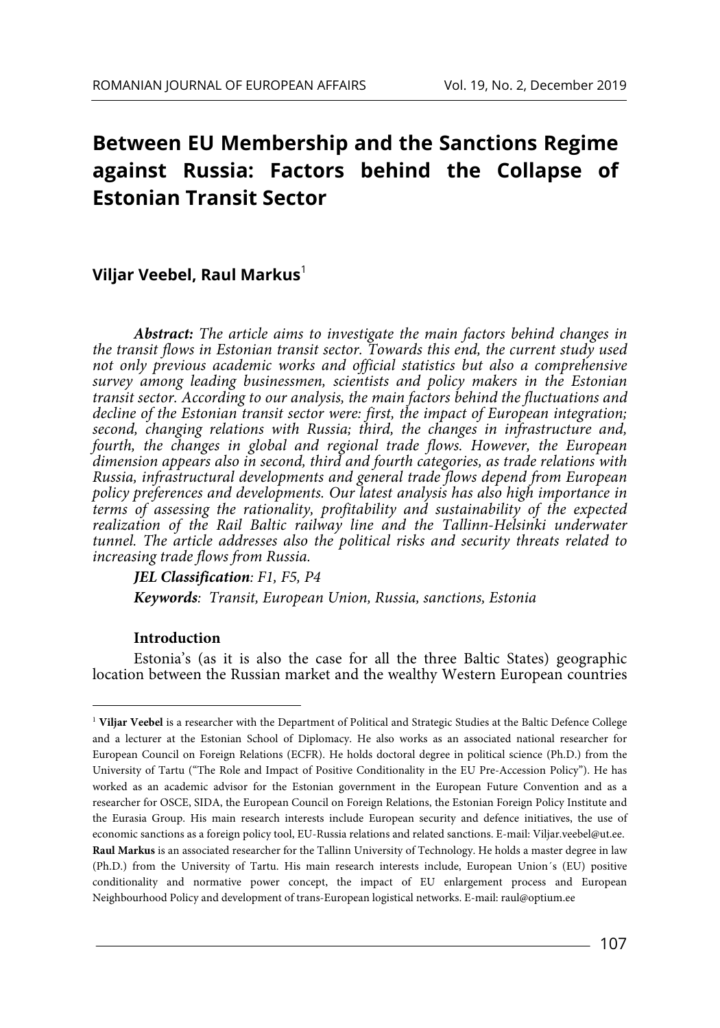# Between EU Membership and the Sanctions Regime against Russia: Factors behind the Collapse of Estonian Transit Sector

**Viljar Veebel, Raul Markus**[1]

***Abstract:*** *The article aims to investigate the main factors behind changes in the transit flows in Estonian transit sector. Towards this end, the current study used not only previous academic works and official statistics but also a comprehensive survey among leading businessmen, scientists and policy makers in the Estonian transit sector. According to our analysis, the main factors behind the fluctuations and decline of the Estonian transit sector were: first, the impact of European integration; second, changing relations with Russia; third, the changes in infrastructure and, fourth, the changes in global and regional trade flows. However, the European dimension appears also in second, third and fourth categories, as trade relations with Russia, infrastructural developments and general trade flows depend from European policy preferences and developments. Our latest analysis has also high importance in terms of assessing the rationality, profitability and sustainability of the expected realization of the Rail Baltic railway line and the Tallinn-Helsinki underwater tunnel. The article addresses also the political risks and security threats related to increasing trade flows from Russia.*

***JEL Classification****: F1, F5, P4*

***Keywords****: Transit, European Union, Russia, sanctions, Estonia*

## Introduction

Estonia's (as it is also the case for all the three Baltic States) geographic location between the Russian market and the wealthy Western European countries

---

[1] **Viljar Veebel** is a researcher with the Department of Political and Strategic Studies at the Baltic Defence College and a lecturer at the Estonian School of Diplomacy. He also works as an associated national researcher for European Council on Foreign Relations (ECFR). He holds doctoral degree in political science (Ph.D.) from the University of Tartu ("The Role and Impact of Positive Conditionality in the EU Pre-Accession Policy"). He has worked as an academic advisor for the Estonian government in the European Future Convention and as a researcher for OSCE, SIDA, the European Council on Foreign Relations, the Estonian Foreign Policy Institute and the Eurasia Group. His main research interests include European security and defence initiatives, the use of economic sanctions as a foreign policy tool, EU-Russia relations and related sanctions. E-mail: Viljar.veebel@ut.ee.
**Raul Markus** is an associated researcher for the Tallinn University of Technology. He holds a master degree in law (Ph.D.) from the University of Tartu. His main research interests include, European Union´s (EU) positive conditionality and normative power concept, the impact of EU enlargement process and European Neighbourhood Policy and development of trans-European logistical networks. E-mail: raul@optium.ee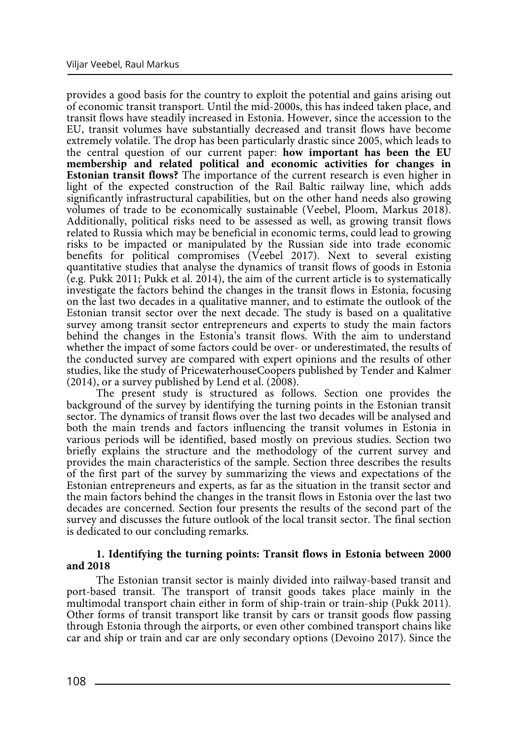provides a good basis for the country to exploit the potential and gains arising out of economic transit transport. Until the mid-2000s, this has indeed taken place, and transit flows have steadily increased in Estonia. However, since the accession to the EU, transit volumes have substantially decreased and transit flows have become extremely volatile. The drop has been particularly drastic since 2005, which leads to the central question of our current paper: **how important has been the EU membership and related political and economic activities for changes in Estonian transit flows?** The importance of the current research is even higher in light of the expected construction of the Rail Baltic railway line, which adds significantly infrastructural capabilities, but on the other hand needs also growing volumes of trade to be economically sustainable (Veebel, Ploom, Markus 2018). Additionally, political risks need to be assessed as well, as growing transit flows related to Russia which may be beneficial in economic terms, could lead to growing risks to be impacted or manipulated by the Russian side into trade economic benefits for political compromises (Veebel 2017). Next to several existing quantitative studies that analyse the dynamics of transit flows of goods in Estonia (e.g. Pukk 2011; Pukk et al. 2014), the aim of the current article is to systematically investigate the factors behind the changes in the transit flows in Estonia, focusing on the last two decades in a qualitative manner, and to estimate the outlook of the Estonian transit sector over the next decade. The study is based on a qualitative survey among transit sector entrepreneurs and experts to study the main factors behind the changes in the Estonia's transit flows. With the aim to understand whether the impact of some factors could be over- or underestimated, the results of the conducted survey are compared with expert opinions and the results of other studies, like the study of PricewaterhouseCoopers published by Tender and Kalmer (2014), or a survey published by Lend et al. (2008).

The present study is structured as follows. Section one provides the background of the survey by identifying the turning points in the Estonian transit sector. The dynamics of transit flows over the last two decades will be analysed and both the main trends and factors influencing the transit volumes in Estonia in various periods will be identified, based mostly on previous studies. Section two briefly explains the structure and the methodology of the current survey and provides the main characteristics of the sample. Section three describes the results of the first part of the survey by summarizing the views and expectations of the Estonian entrepreneurs and experts, as far as the situation in the transit sector and the main factors behind the changes in the transit flows in Estonia over the last two decades are concerned. Section four presents the results of the second part of the survey and discusses the future outlook of the local transit sector. The final section is dedicated to our concluding remarks.

## 1. Identifying the turning points: Transit flows in Estonia between 2000 and 2018

The Estonian transit sector is mainly divided into railway-based transit and port-based transit. The transport of transit goods takes place mainly in the multimodal transport chain either in form of ship-train or train-ship (Pukk 2011). Other forms of transit transport like transit by cars or transit goods flow passing through Estonia through the airports, or even other combined transport chains like car and ship or train and car are only secondary options (Devoino 2017). Since the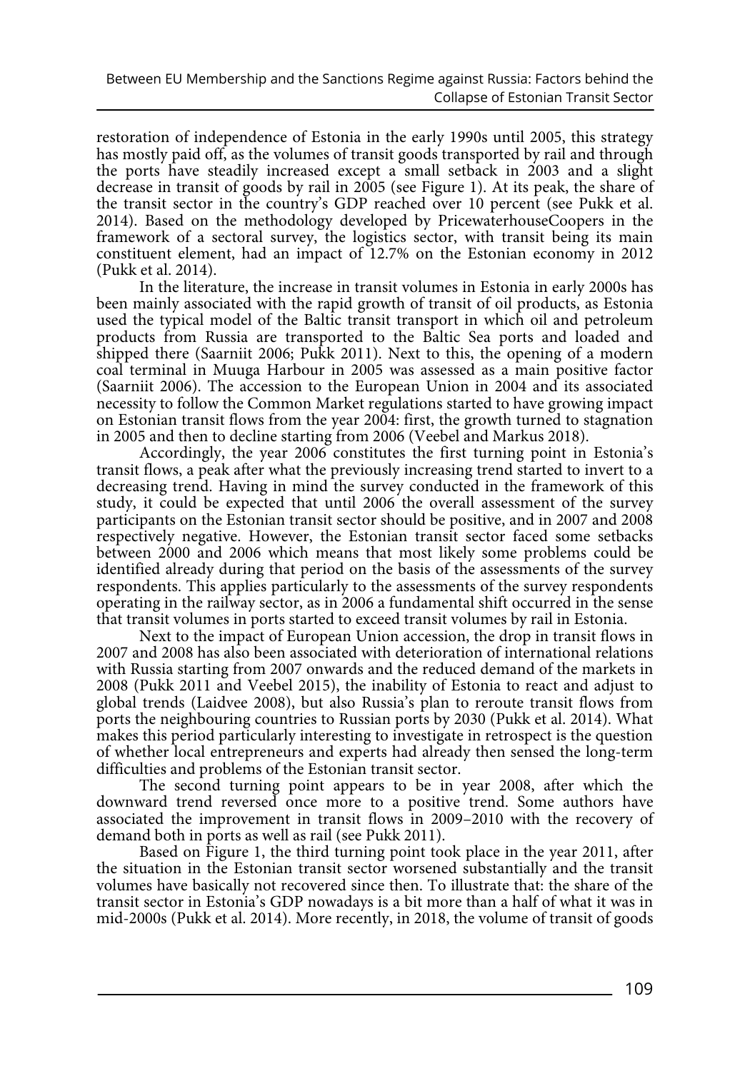restoration of independence of Estonia in the early 1990s until 2005, this strategy has mostly paid off, as the volumes of transit goods transported by rail and through the ports have steadily increased except a small setback in 2003 and a slight decrease in transit of goods by rail in 2005 (see Figure 1). At its peak, the share of the transit sector in the country's GDP reached over 10 percent (see Pukk et al. 2014). Based on the methodology developed by PricewaterhouseCoopers in the framework of a sectoral survey, the logistics sector, with transit being its main constituent element, had an impact of 12.7% on the Estonian economy in 2012 (Pukk et al. 2014).

In the literature, the increase in transit volumes in Estonia in early 2000s has been mainly associated with the rapid growth of transit of oil products, as Estonia used the typical model of the Baltic transit transport in which oil and petroleum products from Russia are transported to the Baltic Sea ports and loaded and shipped there (Saarniit 2006; Pukk 2011). Next to this, the opening of a modern coal terminal in Muuga Harbour in 2005 was assessed as a main positive factor (Saarniit 2006). The accession to the European Union in 2004 and its associated necessity to follow the Common Market regulations started to have growing impact on Estonian transit flows from the year 2004: first, the growth turned to stagnation in 2005 and then to decline starting from 2006 (Veebel and Markus 2018).

Accordingly, the year 2006 constitutes the first turning point in Estonia's transit flows, a peak after what the previously increasing trend started to invert to a decreasing trend. Having in mind the survey conducted in the framework of this study, it could be expected that until 2006 the overall assessment of the survey participants on the Estonian transit sector should be positive, and in 2007 and 2008 respectively negative. However, the Estonian transit sector faced some setbacks between 2000 and 2006 which means that most likely some problems could be identified already during that period on the basis of the assessments of the survey respondents. This applies particularly to the assessments of the survey respondents operating in the railway sector, as in 2006 a fundamental shift occurred in the sense that transit volumes in ports started to exceed transit volumes by rail in Estonia.

Next to the impact of European Union accession, the drop in transit flows in 2007 and 2008 has also been associated with deterioration of international relations with Russia starting from 2007 onwards and the reduced demand of the markets in 2008 (Pukk 2011 and Veebel 2015), the inability of Estonia to react and adjust to global trends (Laidvee 2008), but also Russia's plan to reroute transit flows from ports the neighbouring countries to Russian ports by 2030 (Pukk et al. 2014). What makes this period particularly interesting to investigate in retrospect is the question of whether local entrepreneurs and experts had already then sensed the long-term difficulties and problems of the Estonian transit sector.

The second turning point appears to be in year 2008, after which the downward trend reversed once more to a positive trend. Some authors have associated the improvement in transit flows in 2009–2010 with the recovery of demand both in ports as well as rail (see Pukk 2011).

Based on Figure 1, the third turning point took place in the year 2011, after the situation in the Estonian transit sector worsened substantially and the transit volumes have basically not recovered since then. To illustrate that: the share of the transit sector in Estonia's GDP nowadays is a bit more than a half of what it was in mid-2000s (Pukk et al. 2014). More recently, in 2018, the volume of transit of goods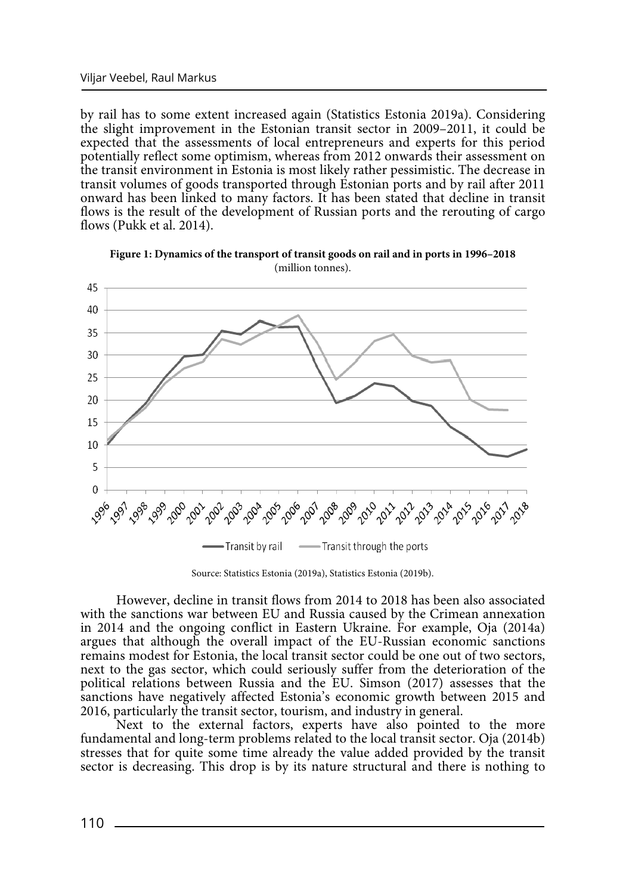by rail has to some extent increased again (Statistics Estonia 2019a). Considering the slight improvement in the Estonian transit sector in 2009–2011, it could be expected that the assessments of local entrepreneurs and experts for this period potentially reflect some optimism, whereas from 2012 onwards their assessment on the transit environment in Estonia is most likely rather pessimistic. The decrease in transit volumes of goods transported through Estonian ports and by rail after 2011 onward has been linked to many factors. It has been stated that decline in transit flows is the result of the development of Russian ports and the rerouting of cargo flows (Pukk et al. 2014).

**Figure 1: Dynamics of the transport of transit goods on rail and in ports in 1996–2018** (million tonnes).

Source: Statistics Estonia (2019a), Statistics Estonia (2019b).

However, decline in transit flows from 2014 to 2018 has been also associated with the sanctions war between EU and Russia caused by the Crimean annexation in 2014 and the ongoing conflict in Eastern Ukraine. For example, Oja (2014a) argues that although the overall impact of the EU-Russian economic sanctions remains modest for Estonia, the local transit sector could be one out of two sectors, next to the gas sector, which could seriously suffer from the deterioration of the political relations between Russia and the EU. Simson (2017) assesses that the sanctions have negatively affected Estonia's economic growth between 2015 and 2016, particularly the transit sector, tourism, and industry in general.

Next to the external factors, experts have also pointed to the more fundamental and long-term problems related to the local transit sector. Oja (2014b) stresses that for quite some time already the value added provided by the transit sector is decreasing. This drop is by its nature structural and there is nothing to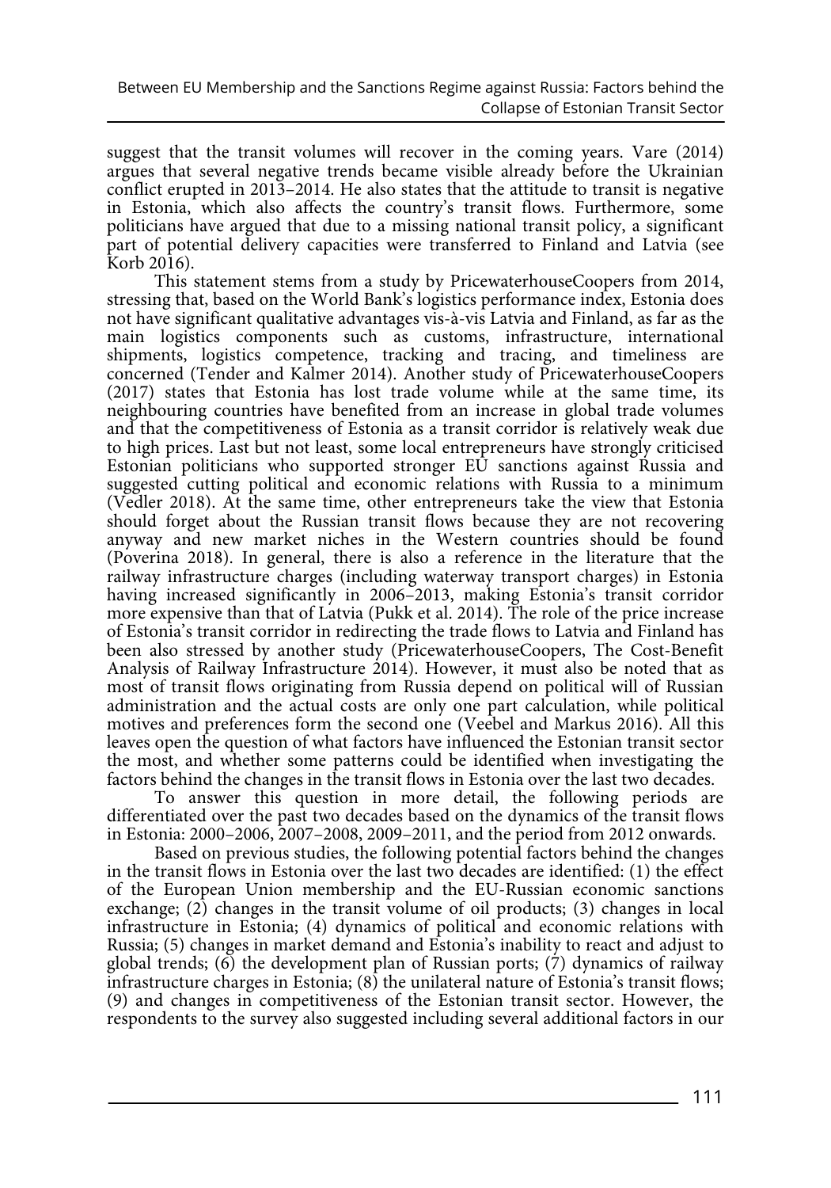suggest that the transit volumes will recover in the coming years. Vare (2014) argues that several negative trends became visible already before the Ukrainian conflict erupted in 2013–2014. He also states that the attitude to transit is negative in Estonia, which also affects the country's transit flows. Furthermore, some politicians have argued that due to a missing national transit policy, a significant part of potential delivery capacities were transferred to Finland and Latvia (see Korb 2016).

This statement stems from a study by PricewaterhouseCoopers from 2014, stressing that, based on the World Bank's logistics performance index, Estonia does not have significant qualitative advantages vis-à-vis Latvia and Finland, as far as the main logistics components such as customs, infrastructure, international shipments, logistics competence, tracking and tracing, and timeliness are concerned (Tender and Kalmer 2014). Another study of PricewaterhouseCoopers (2017) states that Estonia has lost trade volume while at the same time, its neighbouring countries have benefited from an increase in global trade volumes and that the competitiveness of Estonia as a transit corridor is relatively weak due to high prices. Last but not least, some local entrepreneurs have strongly criticised Estonian politicians who supported stronger EU sanctions against Russia and suggested cutting political and economic relations with Russia to a minimum (Vedler 2018). At the same time, other entrepreneurs take the view that Estonia should forget about the Russian transit flows because they are not recovering anyway and new market niches in the Western countries should be found (Poverina 2018). In general, there is also a reference in the literature that the railway infrastructure charges (including waterway transport charges) in Estonia having increased significantly in 2006–2013, making Estonia's transit corridor more expensive than that of Latvia (Pukk et al. 2014). The role of the price increase of Estonia's transit corridor in redirecting the trade flows to Latvia and Finland has been also stressed by another study (PricewaterhouseCoopers, The Cost-Benefit Analysis of Railway Infrastructure 2014). However, it must also be noted that as most of transit flows originating from Russia depend on political will of Russian administration and the actual costs are only one part calculation, while political motives and preferences form the second one (Veebel and Markus 2016). All this leaves open the question of what factors have influenced the Estonian transit sector the most, and whether some patterns could be identified when investigating the factors behind the changes in the transit flows in Estonia over the last two decades.

To answer this question in more detail, the following periods are differentiated over the past two decades based on the dynamics of the transit flows in Estonia: 2000–2006, 2007–2008, 2009–2011, and the period from 2012 onwards.

Based on previous studies, the following potential factors behind the changes in the transit flows in Estonia over the last two decades are identified: (1) the effect of the European Union membership and the EU-Russian economic sanctions exchange; (2) changes in the transit volume of oil products; (3) changes in local infrastructure in Estonia; (4) dynamics of political and economic relations with Russia; (5) changes in market demand and Estonia's inability to react and adjust to global trends; (6) the development plan of Russian ports; (7) dynamics of railway infrastructure charges in Estonia; (8) the unilateral nature of Estonia's transit flows; (9) and changes in competitiveness of the Estonian transit sector. However, the respondents to the survey also suggested including several additional factors in our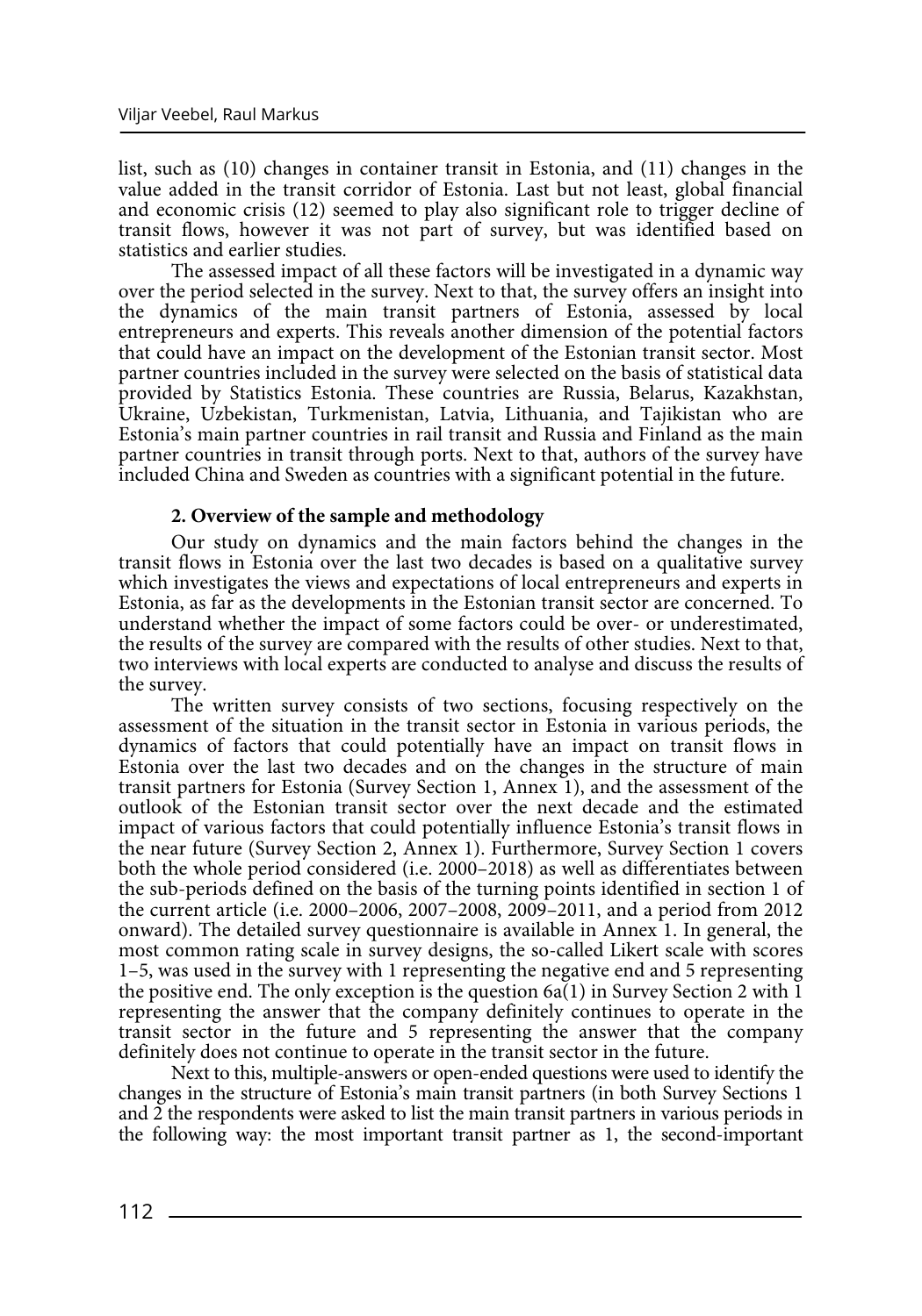list, such as (10) changes in container transit in Estonia, and (11) changes in the value added in the transit corridor of Estonia. Last but not least, global financial and economic crisis (12) seemed to play also significant role to trigger decline of transit flows, however it was not part of survey, but was identified based on statistics and earlier studies.

The assessed impact of all these factors will be investigated in a dynamic way over the period selected in the survey. Next to that, the survey offers an insight into the dynamics of the main transit partners of Estonia, assessed by local entrepreneurs and experts. This reveals another dimension of the potential factors that could have an impact on the development of the Estonian transit sector. Most partner countries included in the survey were selected on the basis of statistical data provided by Statistics Estonia. These countries are Russia, Belarus, Kazakhstan, Ukraine, Uzbekistan, Turkmenistan, Latvia, Lithuania, and Tajikistan who are Estonia's main partner countries in rail transit and Russia and Finland as the main partner countries in transit through ports. Next to that, authors of the survey have included China and Sweden as countries with a significant potential in the future.

## 2. Overview of the sample and methodology

Our study on dynamics and the main factors behind the changes in the transit flows in Estonia over the last two decades is based on a qualitative survey which investigates the views and expectations of local entrepreneurs and experts in Estonia, as far as the developments in the Estonian transit sector are concerned. To understand whether the impact of some factors could be over- or underestimated, the results of the survey are compared with the results of other studies. Next to that, two interviews with local experts are conducted to analyse and discuss the results of the survey.

The written survey consists of two sections, focusing respectively on the assessment of the situation in the transit sector in Estonia in various periods, the dynamics of factors that could potentially have an impact on transit flows in Estonia over the last two decades and on the changes in the structure of main transit partners for Estonia (Survey Section 1, Annex 1), and the assessment of the outlook of the Estonian transit sector over the next decade and the estimated impact of various factors that could potentially influence Estonia's transit flows in the near future (Survey Section 2, Annex 1). Furthermore, Survey Section 1 covers both the whole period considered (i.e. 2000–2018) as well as differentiates between the sub-periods defined on the basis of the turning points identified in section 1 of the current article (i.e. 2000–2006, 2007–2008, 2009–2011, and a period from 2012 onward). The detailed survey questionnaire is available in Annex 1. In general, the most common rating scale in survey designs, the so-called Likert scale with scores 1–5, was used in the survey with 1 representing the negative end and 5 representing the positive end. The only exception is the question 6a(1) in Survey Section 2 with 1 representing the answer that the company definitely continues to operate in the transit sector in the future and 5 representing the answer that the company definitely does not continue to operate in the transit sector in the future.

Next to this, multiple-answers or open-ended questions were used to identify the changes in the structure of Estonia's main transit partners (in both Survey Sections 1 and 2 the respondents were asked to list the main transit partners in various periods in the following way: the most important transit partner as 1, the second-important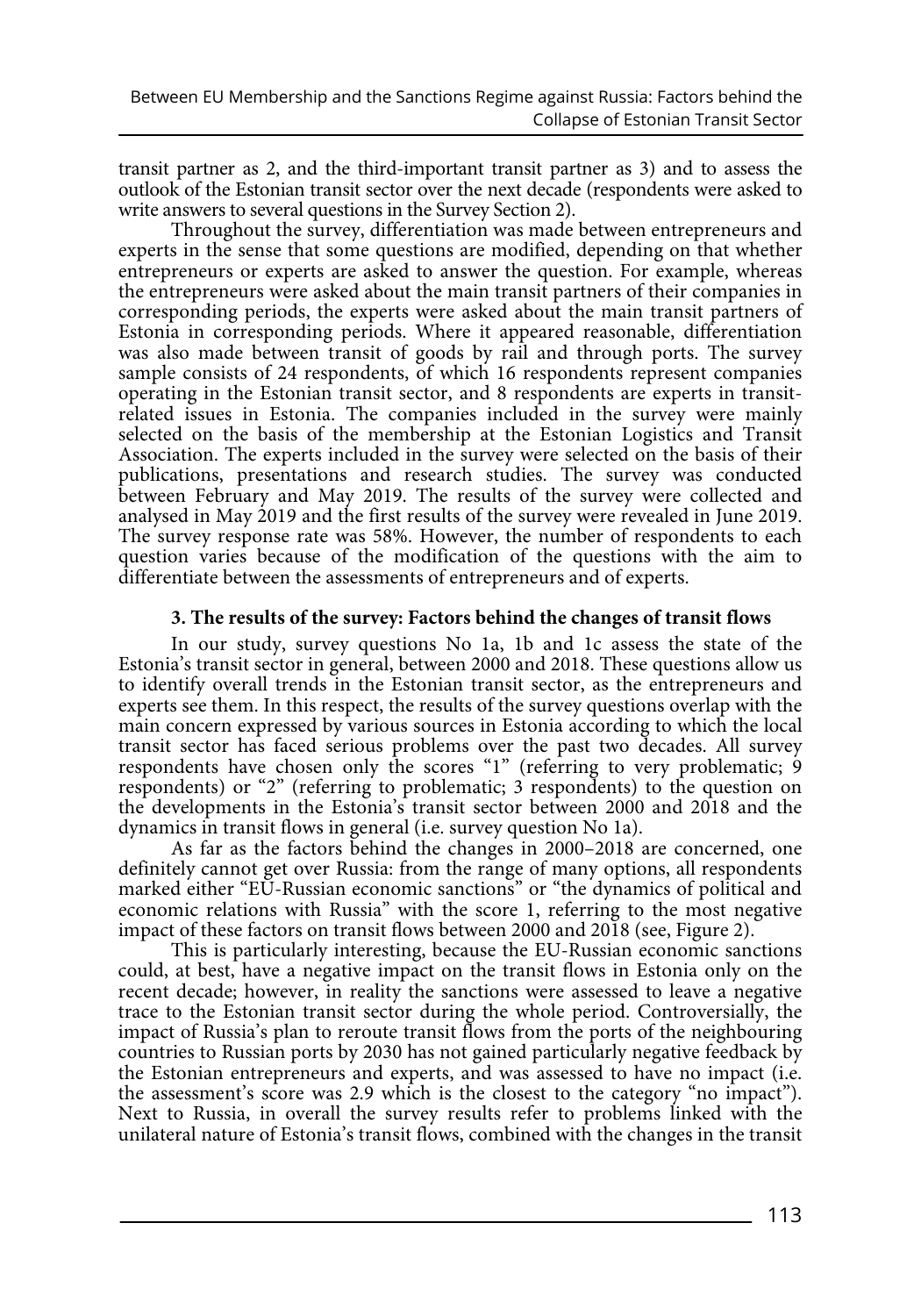transit partner as 2, and the third-important transit partner as 3) and to assess the outlook of the Estonian transit sector over the next decade (respondents were asked to write answers to several questions in the Survey Section 2).

Throughout the survey, differentiation was made between entrepreneurs and experts in the sense that some questions are modified, depending on that whether entrepreneurs or experts are asked to answer the question. For example, whereas the entrepreneurs were asked about the main transit partners of their companies in corresponding periods, the experts were asked about the main transit partners of Estonia in corresponding periods. Where it appeared reasonable, differentiation was also made between transit of goods by rail and through ports. The survey sample consists of 24 respondents, of which 16 respondents represent companies operating in the Estonian transit sector, and 8 respondents are experts in transit-related issues in Estonia. The companies included in the survey were mainly selected on the basis of the membership at the Estonian Logistics and Transit Association. The experts included in the survey were selected on the basis of their publications, presentations and research studies. The survey was conducted between February and May 2019. The results of the survey were collected and analysed in May 2019 and the first results of the survey were revealed in June 2019. The survey response rate was 58%. However, the number of respondents to each question varies because of the modification of the questions with the aim to differentiate between the assessments of entrepreneurs and of experts.

## 3. The results of the survey: Factors behind the changes of transit flows

In our study, survey questions No 1a, 1b and 1c assess the state of the Estonia's transit sector in general, between 2000 and 2018. These questions allow us to identify overall trends in the Estonian transit sector, as the entrepreneurs and experts see them. In this respect, the results of the survey questions overlap with the main concern expressed by various sources in Estonia according to which the local transit sector has faced serious problems over the past two decades. All survey respondents have chosen only the scores "1" (referring to very problematic; 9 respondents) or "2" (referring to problematic; 3 respondents) to the question on the developments in the Estonia's transit sector between 2000 and 2018 and the dynamics in transit flows in general (i.e. survey question No 1a).

As far as the factors behind the changes in 2000–2018 are concerned, one definitely cannot get over Russia: from the range of many options, all respondents marked either "EU-Russian economic sanctions" or "the dynamics of political and economic relations with Russia" with the score 1, referring to the most negative impact of these factors on transit flows between 2000 and 2018 (see, Figure 2).

This is particularly interesting, because the EU-Russian economic sanctions could, at best, have a negative impact on the transit flows in Estonia only on the recent decade; however, in reality the sanctions were assessed to leave a negative trace to the Estonian transit sector during the whole period. Controversially, the impact of Russia's plan to reroute transit flows from the ports of the neighbouring countries to Russian ports by 2030 has not gained particularly negative feedback by the Estonian entrepreneurs and experts, and was assessed to have no impact (i.e. the assessment's score was 2.9 which is the closest to the category "no impact"). Next to Russia, in overall the survey results refer to problems linked with the unilateral nature of Estonia's transit flows, combined with the changes in the transit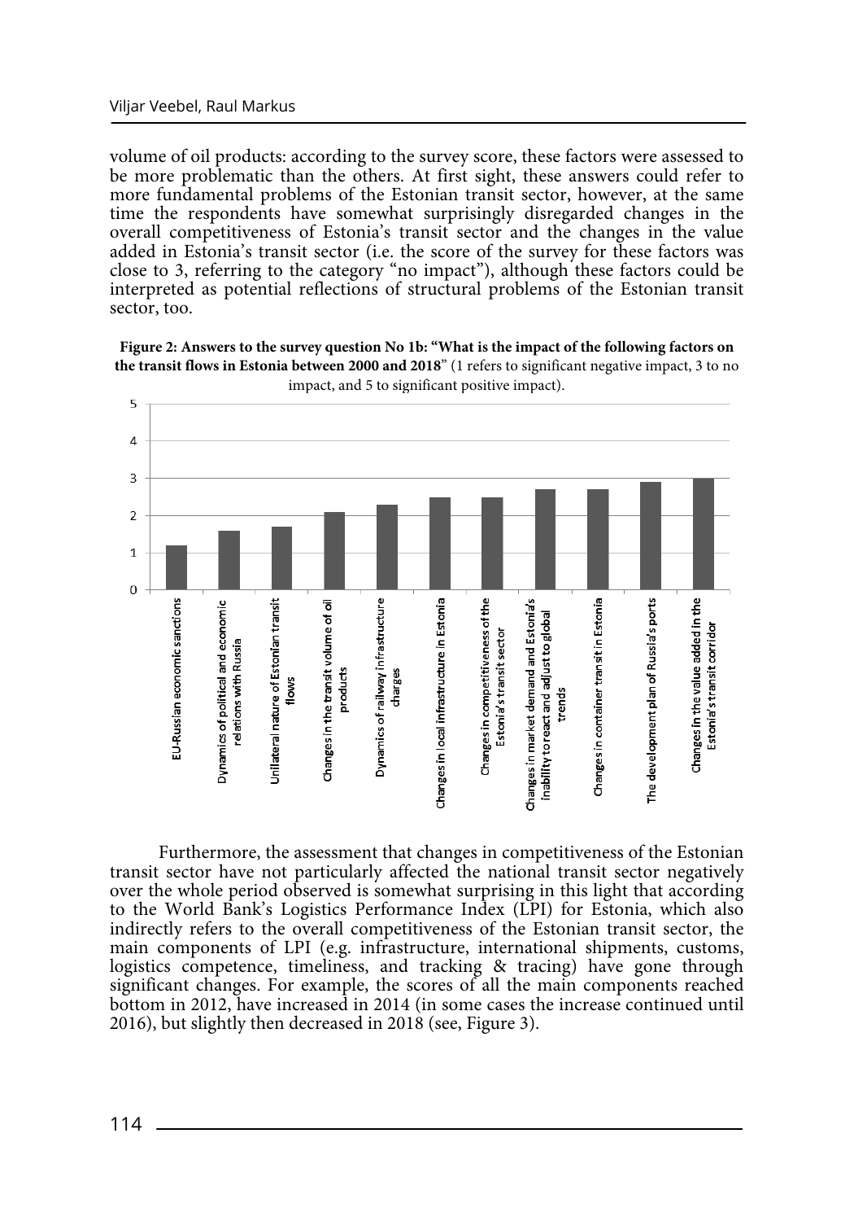volume of oil products: according to the survey score, these factors were assessed to be more problematic than the others. At first sight, these answers could refer to more fundamental problems of the Estonian transit sector, however, at the same time the respondents have somewhat surprisingly disregarded changes in the overall competitiveness of Estonia's transit sector and the changes in the value added in Estonia's transit sector (i.e. the score of the survey for these factors was close to 3, referring to the category "no impact"), although these factors could be interpreted as potential reflections of structural problems of the Estonian transit sector, too.

**Figure 2: Answers to the survey question No 1b: "What is the impact of the following factors on the transit flows in Estonia between 2000 and 2018"** (1 refers to significant negative impact, 3 to no impact, and 5 to significant positive impact).

| Factor | Score |
|---|---|
| EU-Russian economic sanctions | 1.2 |
| Dynamics of political and economic relations with Russia | 1.6 |
| Unilateral nature of Estonian transit flows | 1.7 |
| Changes in the transit volume of oil products | 2.1 |
| Dynamics of railway infrastructure charges | 2.3 |
| Changes in local infrastructure in Estonia | 2.5 |
| Changes in competitiveness of the Estonia's transit sector | 2.5 |
| Changes in market demand and Estonia's inability to react and adjust to global trends | 2.7 |
| Changes in container transit in Estonia | 2.7 |
| The development plan of Russia's ports | 2.9 |
| Changes in the value added in the Estonia's transit corridor | 3.0 |

Furthermore, the assessment that changes in competitiveness of the Estonian transit sector have not particularly affected the national transit sector negatively over the whole period observed is somewhat surprising in this light that according to the World Bank's Logistics Performance Index (LPI) for Estonia, which also indirectly refers to the overall competitiveness of the Estonian transit sector, the main components of LPI (e.g. infrastructure, international shipments, customs, logistics competence, timeliness, and tracking & tracing) have gone through significant changes. For example, the scores of all the main components reached bottom in 2012, have increased in 2014 (in some cases the increase continued until 2016), but slightly then decreased in 2018 (see, Figure 3).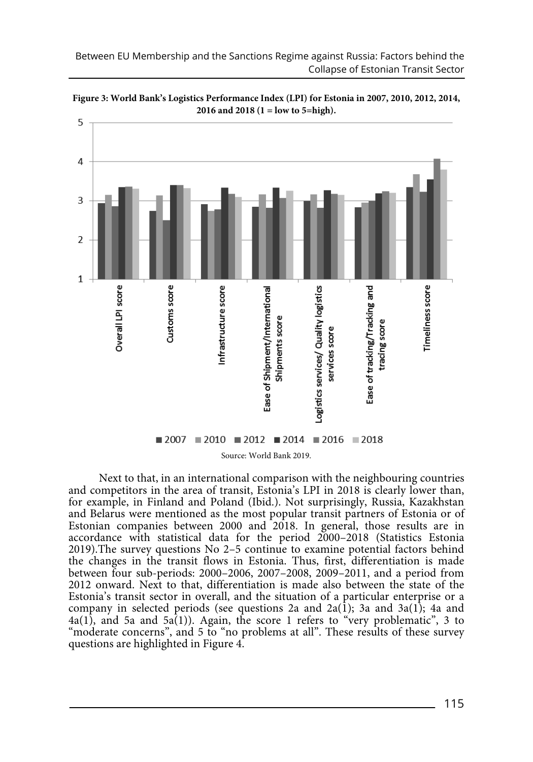**Figure 3: World Bank's Logistics Performance Index (LPI) for Estonia in 2007, 2010, 2012, 2014, 2016 and 2018 (1 = low to 5=high).**

Source: World Bank 2019.

Next to that, in an international comparison with the neighbouring countries and competitors in the area of transit, Estonia's LPI in 2018 is clearly lower than, for example, in Finland and Poland (Ibid.). Not surprisingly, Russia, Kazakhstan and Belarus were mentioned as the most popular transit partners of Estonia or of Estonian companies between 2000 and 2018. In general, those results are in accordance with statistical data for the period 2000–2018 (Statistics Estonia 2019).The survey questions No 2–5 continue to examine potential factors behind the changes in the transit flows in Estonia. Thus, first, differentiation is made between four sub-periods: 2000–2006, 2007–2008, 2009–2011, and a period from 2012 onward. Next to that, differentiation is made also between the state of the Estonia's transit sector in overall, and the situation of a particular enterprise or a company in selected periods (see questions 2a and 2a(1); 3a and 3a(1); 4a and 4a(1), and 5a and 5a(1)). Again, the score 1 refers to "very problematic", 3 to "moderate concerns", and 5 to "no problems at all". These results of these survey questions are highlighted in Figure 4.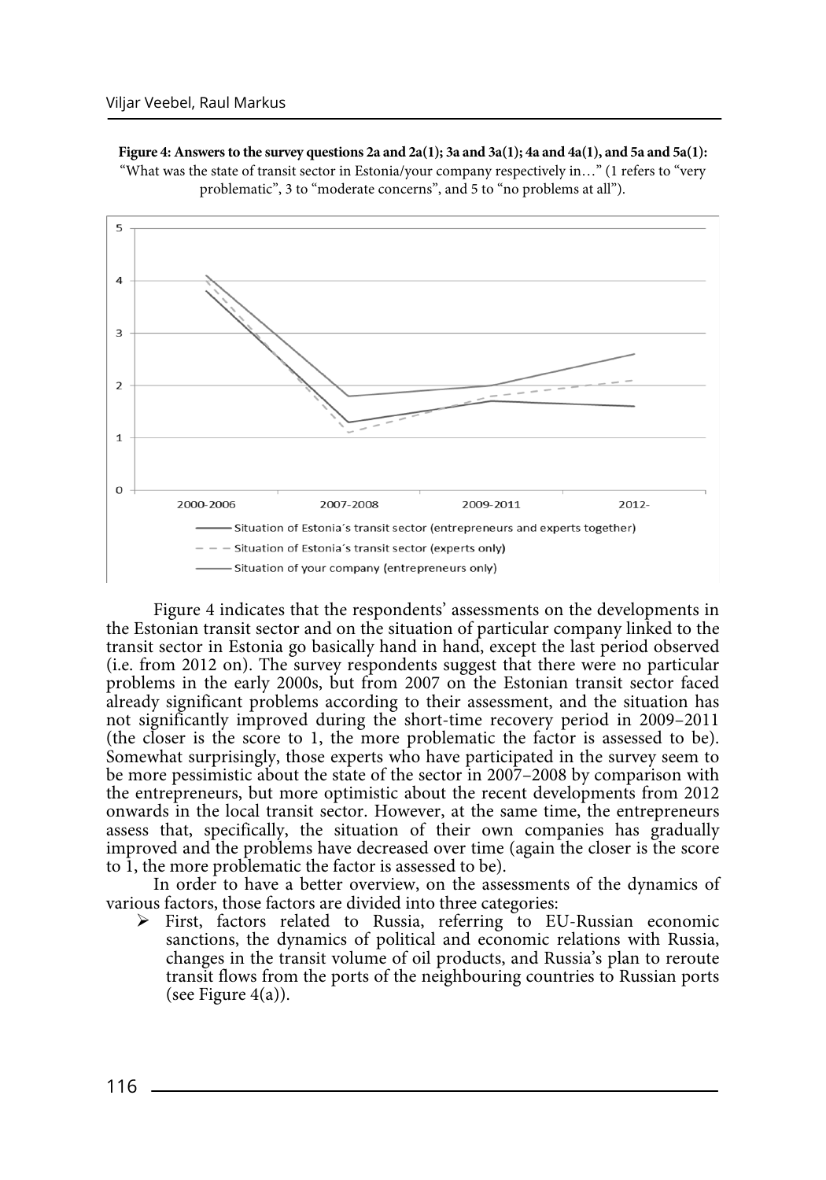**Figure 4: Answers to the survey questions 2a and 2a(1); 3a and 3a(1); 4a and 4a(1), and 5a and 5a(1):** "What was the state of transit sector in Estonia/your company respectively in…" (1 refers to "very problematic", 3 to "moderate concerns", and 5 to "no problems at all").

Figure 4 indicates that the respondents' assessments on the developments in the Estonian transit sector and on the situation of particular company linked to the transit sector in Estonia go basically hand in hand, except the last period observed (i.e. from 2012 on). The survey respondents suggest that there were no particular problems in the early 2000s, but from 2007 on the Estonian transit sector faced already significant problems according to their assessment, and the situation has not significantly improved during the short-time recovery period in 2009–2011 (the closer is the score to 1, the more problematic the factor is assessed to be). Somewhat surprisingly, those experts who have participated in the survey seem to be more pessimistic about the state of the sector in 2007–2008 by comparison with the entrepreneurs, but more optimistic about the recent developments from 2012 onwards in the local transit sector. However, at the same time, the entrepreneurs assess that, specifically, the situation of their own companies has gradually improved and the problems have decreased over time (again the closer is the score to 1, the more problematic the factor is assessed to be).

In order to have a better overview, on the assessments of the dynamics of various factors, those factors are divided into three categories:

- First, factors related to Russia, referring to EU-Russian economic sanctions, the dynamics of political and economic relations with Russia, changes in the transit volume of oil products, and Russia's plan to reroute transit flows from the ports of the neighbouring countries to Russian ports (see Figure 4(a)).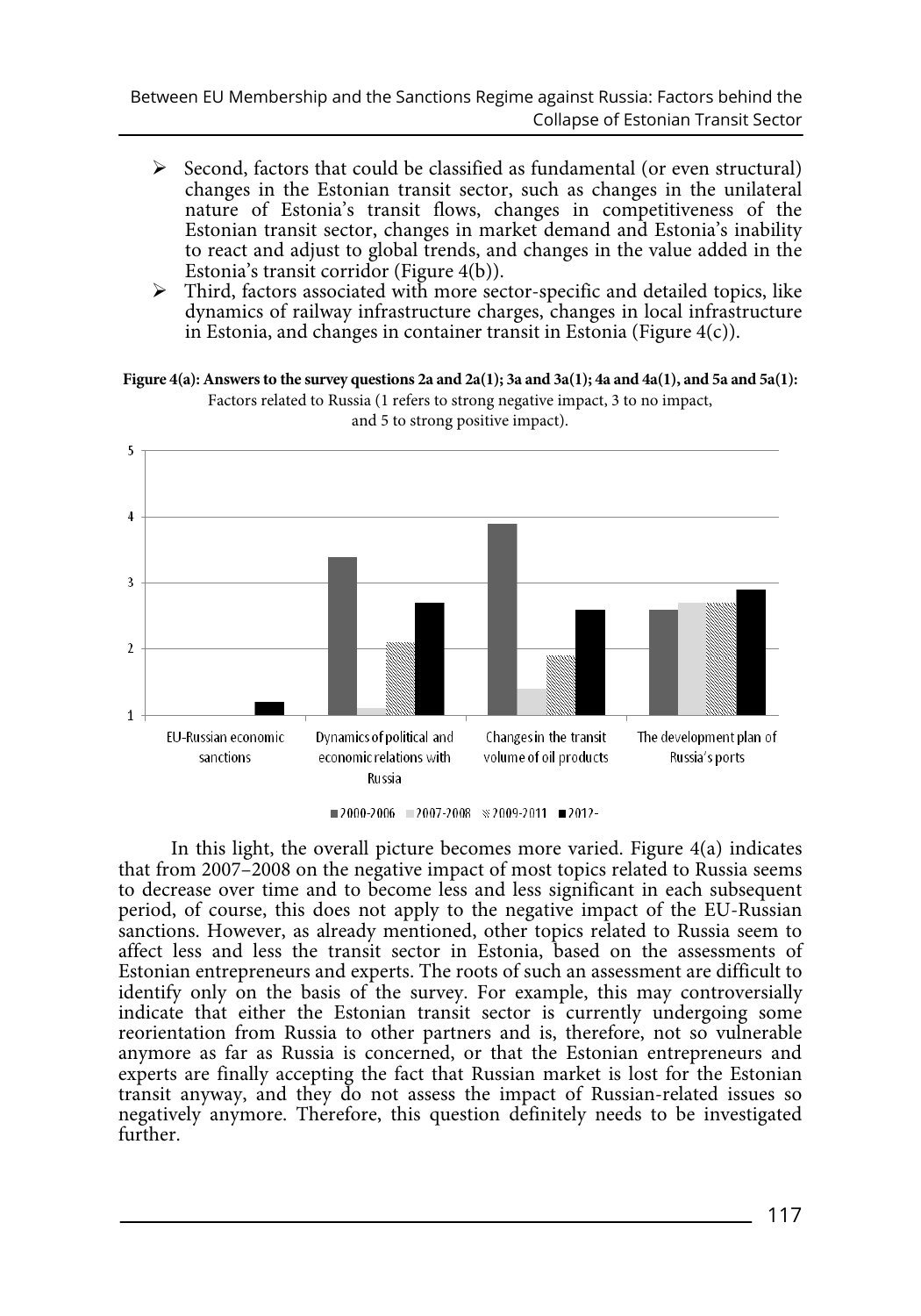- Second, factors that could be classified as fundamental (or even structural) changes in the Estonian transit sector, such as changes in the unilateral nature of Estonia's transit flows, changes in competitiveness of the Estonian transit sector, changes in market demand and Estonia's inability to react and adjust to global trends, and changes in the value added in the Estonia's transit corridor (Figure 4(b)).
- Third, factors associated with more sector-specific and detailed topics, like dynamics of railway infrastructure charges, changes in local infrastructure in Estonia, and changes in container transit in Estonia (Figure 4(c)).

**Figure 4(a): Answers to the survey questions 2a and 2a(1); 3a and 3a(1); 4a and 4a(1), and 5a and 5a(1):** Factors related to Russia (1 refers to strong negative impact, 3 to no impact, and 5 to strong positive impact).

| | 2000-2006 | 2007-2008 | 2009-2011 | 2012- |
|---|---|---|---|---|
| EU-Russian economic sanctions | | | | 1.2 |
| Dynamics of political and economic relations with Russia | 3.4 | 1.1 | 2.1 | 2.7 |
| Changes in the transit volume of oil products | 3.9 | 1.4 | 1.9 | 2.6 |
| The development plan of Russia's ports | 2.6 | 2.7 | 2.7 | 2.9 |

In this light, the overall picture becomes more varied. Figure 4(a) indicates that from 2007–2008 on the negative impact of most topics related to Russia seems to decrease over time and to become less and less significant in each subsequent period, of course, this does not apply to the negative impact of the EU-Russian sanctions. However, as already mentioned, other topics related to Russia seem to affect less and less the transit sector in Estonia, based on the assessments of Estonian entrepreneurs and experts. The roots of such an assessment are difficult to identify only on the basis of the survey. For example, this may controversially indicate that either the Estonian transit sector is currently undergoing some reorientation from Russia to other partners and is, therefore, not so vulnerable anymore as far as Russia is concerned, or that the Estonian entrepreneurs and experts are finally accepting the fact that Russian market is lost for the Estonian transit anyway, and they do not assess the impact of Russian-related issues so negatively anymore. Therefore, this question definitely needs to be investigated further.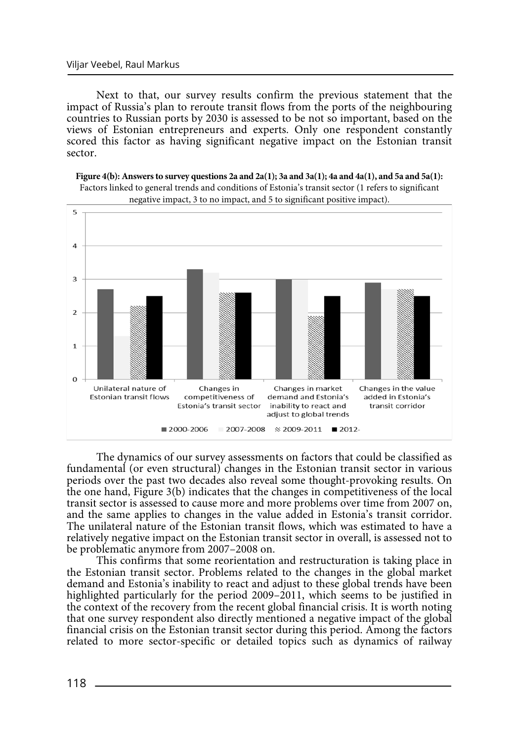Next to that, our survey results confirm the previous statement that the impact of Russia's plan to reroute transit flows from the ports of the neighbouring countries to Russian ports by 2030 is assessed to be not so important, based on the views of Estonian entrepreneurs and experts. Only one respondent constantly scored this factor as having significant negative impact on the Estonian transit sector.

**Figure 4(b): Answers to survey questions 2a and 2a(1); 3a and 3a(1); 4a and 4a(1), and 5a and 5a(1):** Factors linked to general trends and conditions of Estonia's transit sector (1 refers to significant negative impact, 3 to no impact, and 5 to significant positive impact).

| | 2000-2006 | 2007-2008 | 2009-2011 | 2012- |
|---|---|---|---|---|
| Unilateral nature of Estonian transit flows | 2.7 | 1.3 | 2.2 | 2.5 |
| Changes in competitiveness of Estonia's transit sector | 3.3 | 3.2 | 2.6 | 2.6 |
| Changes in market demand and Estonia's inability to react and adjust to global trends | 3.0 | 3.0 | 1.9 | 2.5 |
| Changes in the value added in Estonia's transit corridor | 2.9 | 2.7 | 2.7 | 2.5 |

The dynamics of our survey assessments on factors that could be classified as fundamental (or even structural) changes in the Estonian transit sector in various periods over the past two decades also reveal some thought-provoking results. On the one hand, Figure 3(b) indicates that the changes in competitiveness of the local transit sector is assessed to cause more and more problems over time from 2007 on, and the same applies to changes in the value added in Estonia's transit corridor. The unilateral nature of the Estonian transit flows, which was estimated to have a relatively negative impact on the Estonian transit sector in overall, is assessed not to be problematic anymore from 2007–2008 on.

This confirms that some reorientation and restructuration is taking place in the Estonian transit sector. Problems related to the changes in the global market demand and Estonia's inability to react and adjust to these global trends have been highlighted particularly for the period 2009–2011, which seems to be justified in the context of the recovery from the recent global financial crisis. It is worth noting that one survey respondent also directly mentioned a negative impact of the global financial crisis on the Estonian transit sector during this period. Among the factors related to more sector-specific or detailed topics such as dynamics of railway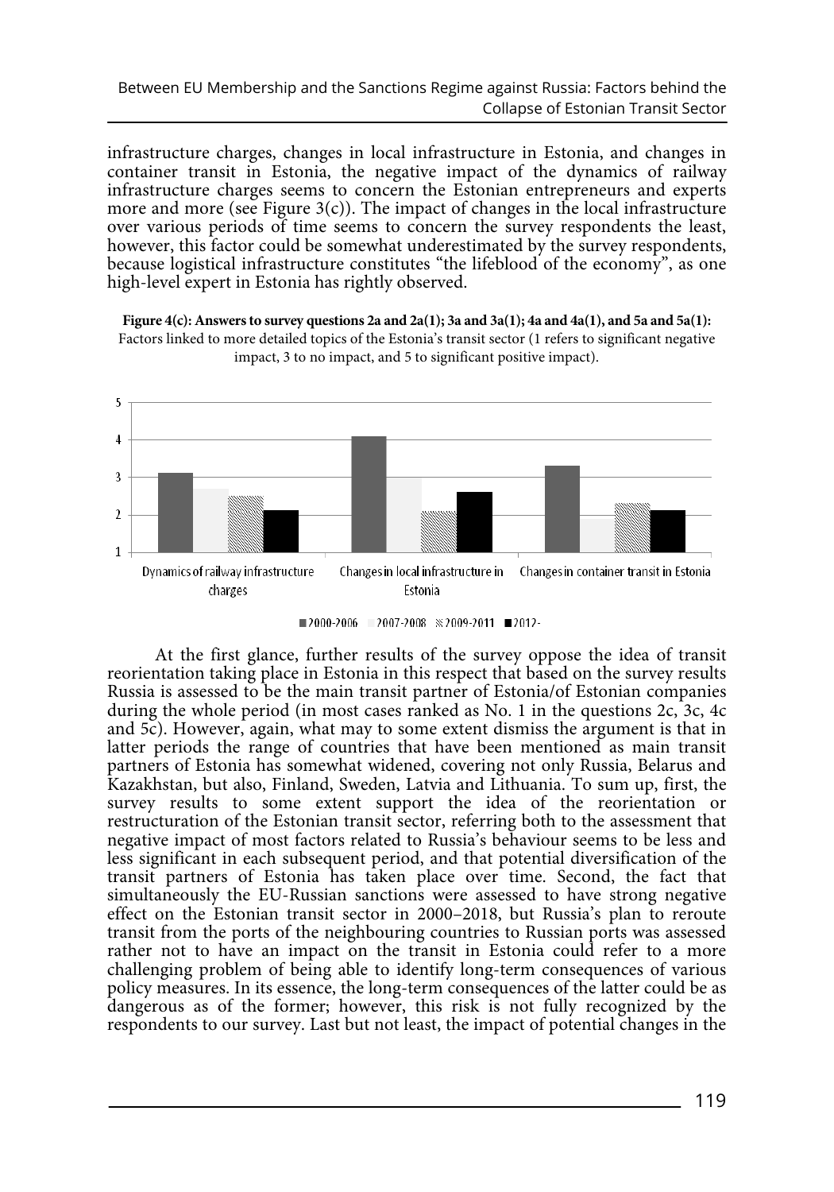infrastructure charges, changes in local infrastructure in Estonia, and changes in container transit in Estonia, the negative impact of the dynamics of railway infrastructure charges seems to concern the Estonian entrepreneurs and experts more and more (see Figure 3(c)). The impact of changes in the local infrastructure over various periods of time seems to concern the survey respondents the least, however, this factor could be somewhat underestimated by the survey respondents, because logistical infrastructure constitutes "the lifeblood of the economy", as one high-level expert in Estonia has rightly observed.

**Figure 4(c): Answers to survey questions 2a and 2a(1); 3a and 3a(1); 4a and 4a(1), and 5a and 5a(1):** Factors linked to more detailed topics of the Estonia's transit sector (1 refers to significant negative impact, 3 to no impact, and 5 to significant positive impact).

At the first glance, further results of the survey oppose the idea of transit reorientation taking place in Estonia in this respect that based on the survey results Russia is assessed to be the main transit partner of Estonia/of Estonian companies during the whole period (in most cases ranked as No. 1 in the questions 2c, 3c, 4c and 5c). However, again, what may to some extent dismiss the argument is that in latter periods the range of countries that have been mentioned as main transit partners of Estonia has somewhat widened, covering not only Russia, Belarus and Kazakhstan, but also, Finland, Sweden, Latvia and Lithuania. To sum up, first, the survey results to some extent support the idea of the reorientation or restructuration of the Estonian transit sector, referring both to the assessment that negative impact of most factors related to Russia's behaviour seems to be less and less significant in each subsequent period, and that potential diversification of the transit partners of Estonia has taken place over time. Second, the fact that simultaneously the EU-Russian sanctions were assessed to have strong negative effect on the Estonian transit sector in 2000–2018, but Russia's plan to reroute transit from the ports of the neighbouring countries to Russian ports was assessed rather not to have an impact on the transit in Estonia could refer to a more challenging problem of being able to identify long-term consequences of various policy measures. In its essence, the long-term consequences of the latter could be as dangerous as of the former; however, this risk is not fully recognized by the respondents to our survey. Last but not least, the impact of potential changes in the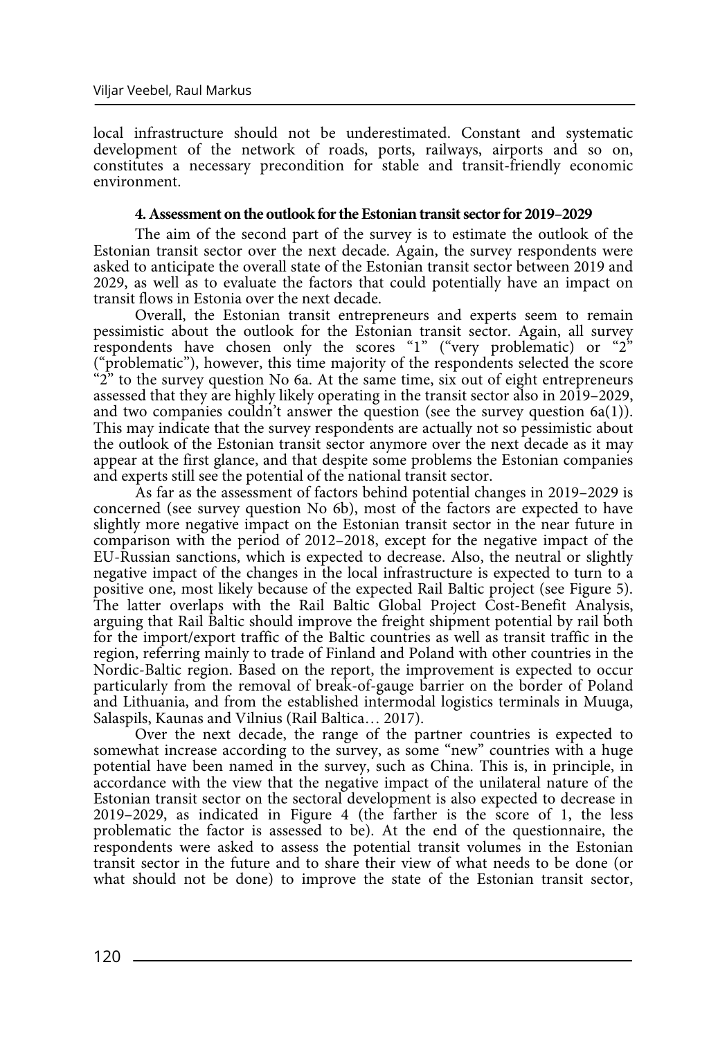local infrastructure should not be underestimated. Constant and systematic development of the network of roads, ports, railways, airports and so on, constitutes a necessary precondition for stable and transit-friendly economic environment.

#### 4. Assessment on the outlook for the Estonian transit sector for 2019–2029

The aim of the second part of the survey is to estimate the outlook of the Estonian transit sector over the next decade. Again, the survey respondents were asked to anticipate the overall state of the Estonian transit sector between 2019 and 2029, as well as to evaluate the factors that could potentially have an impact on transit flows in Estonia over the next decade.

Overall, the Estonian transit entrepreneurs and experts seem to remain pessimistic about the outlook for the Estonian transit sector. Again, all survey respondents have chosen only the scores "1" ("very problematic) or "2" ("problematic"), however, this time majority of the respondents selected the score "2" to the survey question No 6a. At the same time, six out of eight entrepreneurs assessed that they are highly likely operating in the transit sector also in 2019–2029, and two companies couldn't answer the question (see the survey question 6a(1)). This may indicate that the survey respondents are actually not so pessimistic about the outlook of the Estonian transit sector anymore over the next decade as it may appear at the first glance, and that despite some problems the Estonian companies and experts still see the potential of the national transit sector.

As far as the assessment of factors behind potential changes in 2019–2029 is concerned (see survey question No 6b), most of the factors are expected to have slightly more negative impact on the Estonian transit sector in the near future in comparison with the period of 2012–2018, except for the negative impact of the EU-Russian sanctions, which is expected to decrease. Also, the neutral or slightly negative impact of the changes in the local infrastructure is expected to turn to a positive one, most likely because of the expected Rail Baltic project (see Figure 5). The latter overlaps with the Rail Baltic Global Project Cost-Benefit Analysis, arguing that Rail Baltic should improve the freight shipment potential by rail both for the import/export traffic of the Baltic countries as well as transit traffic in the region, referring mainly to trade of Finland and Poland with other countries in the Nordic-Baltic region. Based on the report, the improvement is expected to occur particularly from the removal of break-of-gauge barrier on the border of Poland and Lithuania, and from the established intermodal logistics terminals in Muuga, Salaspils, Kaunas and Vilnius (Rail Baltica… 2017).

Over the next decade, the range of the partner countries is expected to somewhat increase according to the survey, as some "new" countries with a huge potential have been named in the survey, such as China. This is, in principle, in accordance with the view that the negative impact of the unilateral nature of the Estonian transit sector on the sectoral development is also expected to decrease in 2019–2029, as indicated in Figure 4 (the farther is the score of 1, the less problematic the factor is assessed to be). At the end of the questionnaire, the respondents were asked to assess the potential transit volumes in the Estonian transit sector in the future and to share their view of what needs to be done (or what should not be done) to improve the state of the Estonian transit sector,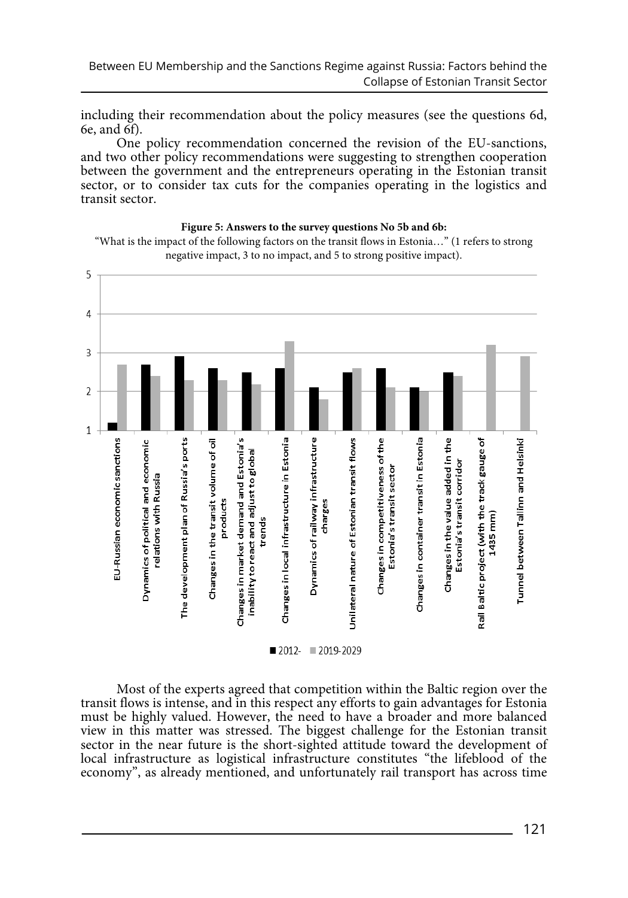including their recommendation about the policy measures (see the questions 6d, 6e, and 6f).

One policy recommendation concerned the revision of the EU-sanctions, and two other policy recommendations were suggesting to strengthen cooperation between the government and the entrepreneurs operating in the Estonian transit sector, or to consider tax cuts for the companies operating in the logistics and transit sector.

**Figure 5: Answers to the survey questions No 5b and 6b:**

"What is the impact of the following factors on the transit flows in Estonia…" (1 refers to strong negative impact, 3 to no impact, and 5 to strong positive impact).

| Factor | 2012- | 2019-2029 |
|---|---|---|
| EU-Russian economic sanctions | 1.2 | 2.7 |
| Dynamics of political and economic relations with Russia | 2.7 | 2.4 |
| The development plan of Russia's ports | 2.9 | 2.3 |
| Changes in the transit volume of oil products | 2.6 | 2.3 |
| Changes in market demand and Estonia's inability to react and adjust to global trends | 2.5 | 2.2 |
| Changes in local infrastructure in Estonia | 2.6 | 3.3 |
| Dynamics of railway infrastructure charges | 2.1 | 1.8 |
| Unilateral nature of Estonian transit flows | 2.5 | 2.6 |
| Changes in competitiveness of the Estonia's transit sector | 2.6 | 2.1 |
| Changes in container transit in Estonia | 2.1 | 2.0 |
| Changes in the value added in the Estonia's transit corridor | 2.5 | 2.4 |
| Rail Baltic project (with the track gauge of 1435 mm) | | 3.2 |
| Tunnel between Tallinn and Helsinki | | 2.9 |

Most of the experts agreed that competition within the Baltic region over the transit flows is intense, and in this respect any efforts to gain advantages for Estonia must be highly valued. However, the need to have a broader and more balanced view in this matter was stressed. The biggest challenge for the Estonian transit sector in the near future is the short-sighted attitude toward the development of local infrastructure as logistical infrastructure constitutes "the lifeblood of the economy", as already mentioned, and unfortunately rail transport has across time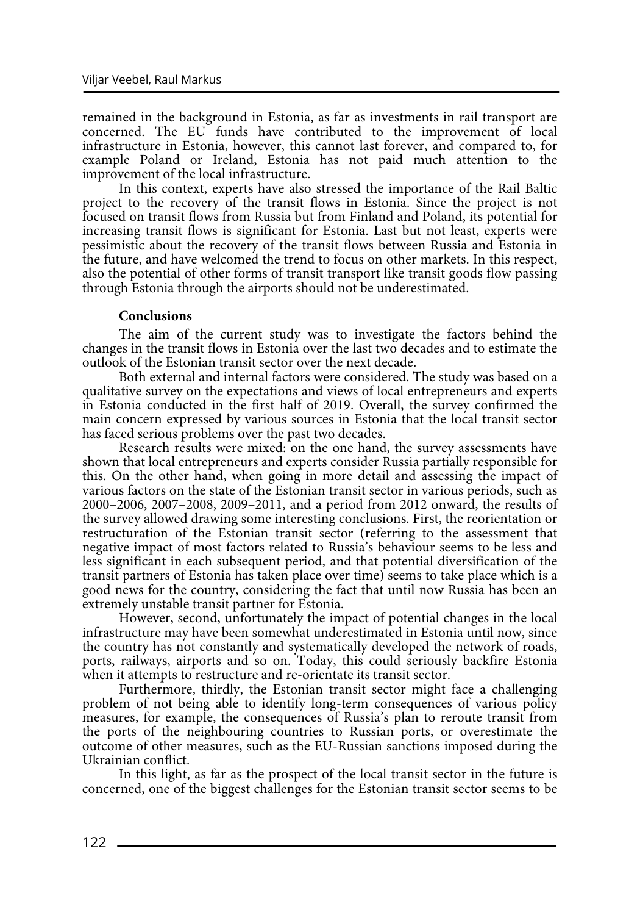remained in the background in Estonia, as far as investments in rail transport are concerned. The EU funds have contributed to the improvement of local infrastructure in Estonia, however, this cannot last forever, and compared to, for example Poland or Ireland, Estonia has not paid much attention to the improvement of the local infrastructure.

In this context, experts have also stressed the importance of the Rail Baltic project to the recovery of the transit flows in Estonia. Since the project is not focused on transit flows from Russia but from Finland and Poland, its potential for increasing transit flows is significant for Estonia. Last but not least, experts were pessimistic about the recovery of the transit flows between Russia and Estonia in the future, and have welcomed the trend to focus on other markets. In this respect, also the potential of other forms of transit transport like transit goods flow passing through Estonia through the airports should not be underestimated.

## Conclusions

The aim of the current study was to investigate the factors behind the changes in the transit flows in Estonia over the last two decades and to estimate the outlook of the Estonian transit sector over the next decade.

Both external and internal factors were considered. The study was based on a qualitative survey on the expectations and views of local entrepreneurs and experts in Estonia conducted in the first half of 2019. Overall, the survey confirmed the main concern expressed by various sources in Estonia that the local transit sector has faced serious problems over the past two decades.

Research results were mixed: on the one hand, the survey assessments have shown that local entrepreneurs and experts consider Russia partially responsible for this. On the other hand, when going in more detail and assessing the impact of various factors on the state of the Estonian transit sector in various periods, such as 2000–2006, 2007–2008, 2009–2011, and a period from 2012 onward, the results of the survey allowed drawing some interesting conclusions. First, the reorientation or restructuration of the Estonian transit sector (referring to the assessment that negative impact of most factors related to Russia's behaviour seems to be less and less significant in each subsequent period, and that potential diversification of the transit partners of Estonia has taken place over time) seems to take place which is a good news for the country, considering the fact that until now Russia has been an extremely unstable transit partner for Estonia.

However, second, unfortunately the impact of potential changes in the local infrastructure may have been somewhat underestimated in Estonia until now, since the country has not constantly and systematically developed the network of roads, ports, railways, airports and so on. Today, this could seriously backfire Estonia when it attempts to restructure and re-orientate its transit sector.

Furthermore, thirdly, the Estonian transit sector might face a challenging problem of not being able to identify long-term consequences of various policy measures, for example, the consequences of Russia's plan to reroute transit from the ports of the neighbouring countries to Russian ports, or overestimate the outcome of other measures, such as the EU-Russian sanctions imposed during the Ukrainian conflict.

In this light, as far as the prospect of the local transit sector in the future is concerned, one of the biggest challenges for the Estonian transit sector seems to be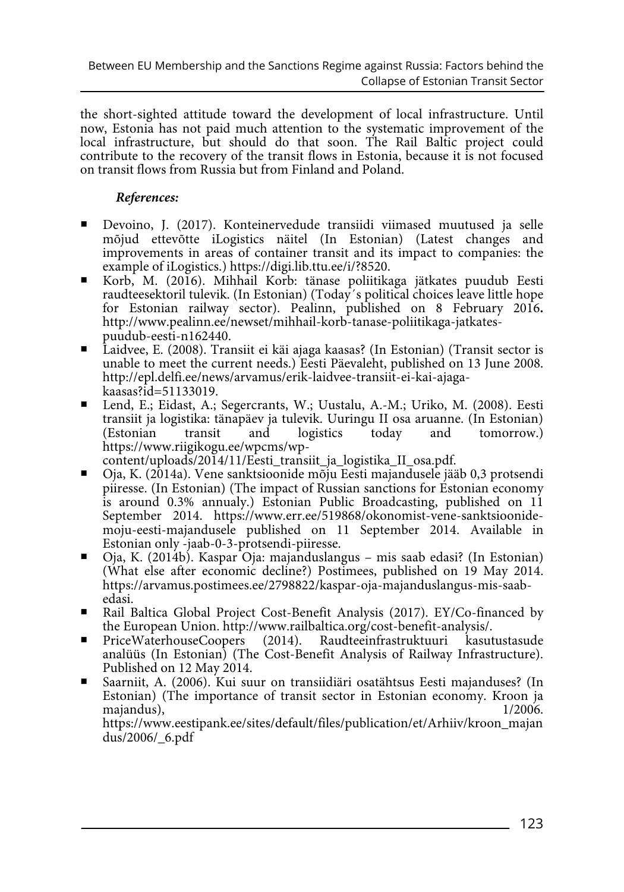the short-sighted attitude toward the development of local infrastructure. Until now, Estonia has not paid much attention to the systematic improvement of the local infrastructure, but should do that soon. The Rail Baltic project could contribute to the recovery of the transit flows in Estonia, because it is not focused on transit flows from Russia but from Finland and Poland.

***References:***

- Devoino, J. (2017). Konteinervedude transiidi viimased muutused ja selle mõjud ettevõtte iLogistics näitel (In Estonian) (Latest changes and improvements in areas of container transit and its impact to companies: the example of iLogistics.) https://digi.lib.ttu.ee/i/?8520.
- Korb, M. (2016). Mihhail Korb: tänase poliitikaga jätkates puudub Eesti raudteesektoril tulevik. (In Estonian) (Today´s political choices leave little hope for Estonian railway sector). Pealinn, published on 8 February 2016**.** http://www.pealinn.ee/newset/mihhail-korb-tanase-poliitikaga-jatkates-puudub-eesti-n162440.
- Laidvee, E. (2008). Transiit ei käi ajaga kaasas? (In Estonian) (Transit sector is unable to meet the current needs.) Eesti Päevaleht, published on 13 June 2008. http://epl.delfi.ee/news/arvamus/erik-laidvee-transiit-ei-kai-ajaga-kaasas?id=51133019.
- Lend, E.; Eidast, A.; Segercrants, W.; Uustalu, A.-M.; Uriko, M. (2008). Eesti transiit ja logistika: tänapäev ja tulevik. Uuringu II osa aruanne. (In Estonian) (Estonian transit and logistics today and tomorrow.) https://www.riigikogu.ee/wpcms/wp-content/uploads/2014/11/Eesti_transiit_ja_logistika_II_osa.pdf.
- Oja, K. (2014a). Vene sanktsioonide mõju Eesti majandusele jääb 0,3 protsendi piiresse. (In Estonian) (The impact of Russian sanctions for Estonian economy is around 0.3% annualy.) Estonian Public Broadcasting, published on 11 September 2014. https://www.err.ee/519868/okonomist-vene-sanktsioonide-moju-eesti-majandusele published on 11 September 2014. Available in Estonian only -jaab-0-3-protsendi-piiresse.
- Oja, K. (2014b). Kaspar Oja: majanduslangus – mis saab edasi? (In Estonian) (What else after economic decline?) Postimees, published on 19 May 2014. https://arvamus.postimees.ee/2798822/kaspar-oja-majanduslangus-mis-saab-edasi.
- Rail Baltica Global Project Cost-Benefit Analysis (2017). EY/Co-financed by the European Union. http://www.railbaltica.org/cost-benefit-analysis/.
- PriceWaterhouseCoopers (2014). Raudteeinfrastruktuuri kasutustasude analüüs (In Estonian) (The Cost-Benefit Analysis of Railway Infrastructure). Published on 12 May 2014.
- Saarniit, A. (2006). Kui suur on transiidiäri osatähtsus Eesti majanduses? (In Estonian) (The importance of transit sector in Estonian economy. Kroon ja majandus), 1/2006. https://www.eestipank.ee/sites/default/files/publication/et/Arhiiv/kroon_majandus/2006/_6.pdf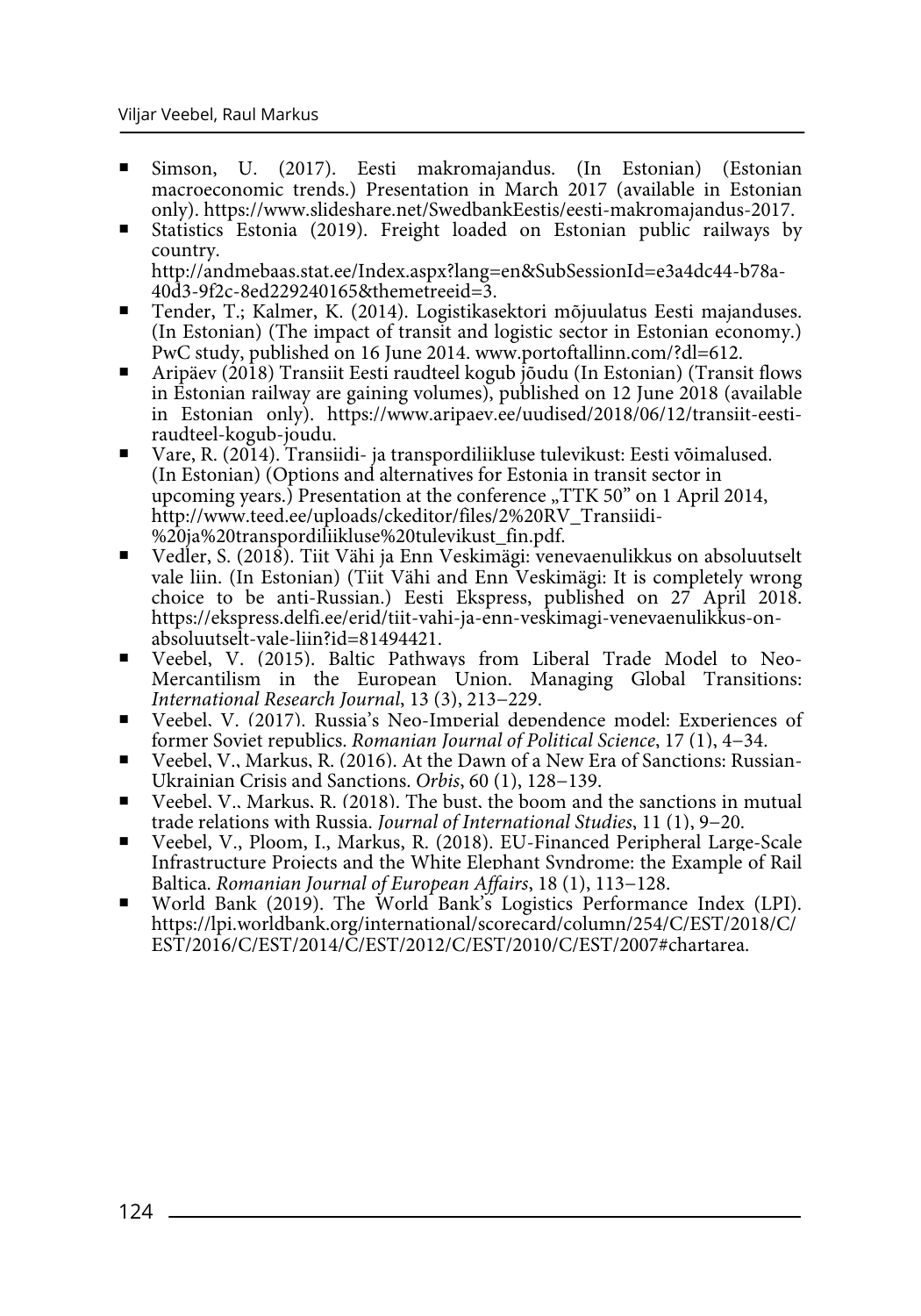- Simson, U. (2017). Eesti makromajandus. (In Estonian) (Estonian macroeconomic trends.) Presentation in March 2017 (available in Estonian only). https://www.slideshare.net/SwedbankEestis/eesti-makromajandus-2017.
- Statistics Estonia (2019). Freight loaded on Estonian public railways by country. http://andmebaas.stat.ee/Index.aspx?lang=en&SubSessionId=e3a4dc44-b78a-40d3-9f2c-8ed229240165&themetreeid=3.
- Tender, T.; Kalmer, K. (2014). Logistikasektori mõjuulatus Eesti majanduses. (In Estonian) (The impact of transit and logistic sector in Estonian economy.) PwC study, published on 16 June 2014. www.portoftallinn.com/?dl=612.
- Aripäev (2018) Transiit Eesti raudteel kogub jõudu (In Estonian) (Transit flows in Estonian railway are gaining volumes), published on 12 June 2018 (available in Estonian only). https://www.aripaev.ee/uudised/2018/06/12/transiit-eesti-raudteel-kogub-joudu.
- Vare, R. (2014). Transiidi- ja transpordiliikluse tulevikust: Eesti võimalused. (In Estonian) (Options and alternatives for Estonia in transit sector in upcoming years.) Presentation at the conference „TTK 50" on 1 April 2014, http://www.teed.ee/uploads/ckeditor/files/2%20RV_Transiidi-%20ja%20transpordiliikluse%20tulevikust_fin.pdf.
- Vedler, S. (2018). Tiit Vähi ja Enn Veskimägi: venevaenulikkus on absoluutselt vale liin. (In Estonian) (Tiit Vähi and Enn Veskimägi: It is completely wrong choice to be anti-Russian.) Eesti Ekspress, published on 27 April 2018. https://ekspress.delfi.ee/erid/tiit-vahi-ja-enn-veskimagi-venevaenulikkus-on-absoluutselt-vale-liin?id=81494421.
- Veebel, V. (2015). Baltic Pathways from Liberal Trade Model to Neo-Mercantilism in the European Union. Managing Global Transitions: *International Research Journal*, 13 (3), 213–229.
- Veebel, V. (2017). Russia's Neo-Imperial dependence model: Experiences of former Soviet republics. *Romanian Journal of Political Science*, 17 (1), 4–34.
- Veebel, V., Markus, R. (2016). At the Dawn of a New Era of Sanctions: Russian-Ukrainian Crisis and Sanctions. *Orbis*, 60 (1), 128–139.
- Veebel, V., Markus, R. (2018). The bust, the boom and the sanctions in mutual trade relations with Russia. *Journal of International Studies*, 11 (1), 9–20.
- Veebel, V., Ploom, I., Markus, R. (2018). EU-Financed Peripheral Large-Scale Infrastructure Projects and the White Elephant Syndrome: the Example of Rail Baltica. *Romanian Journal of European Affairs*, 18 (1), 113–128.
- World Bank (2019). The World Bank's Logistics Performance Index (LPI). https://lpi.worldbank.org/international/scorecard/column/254/C/EST/2018/C/EST/2016/C/EST/2014/C/EST/2012/C/EST/2010/C/EST/2007#chartarea.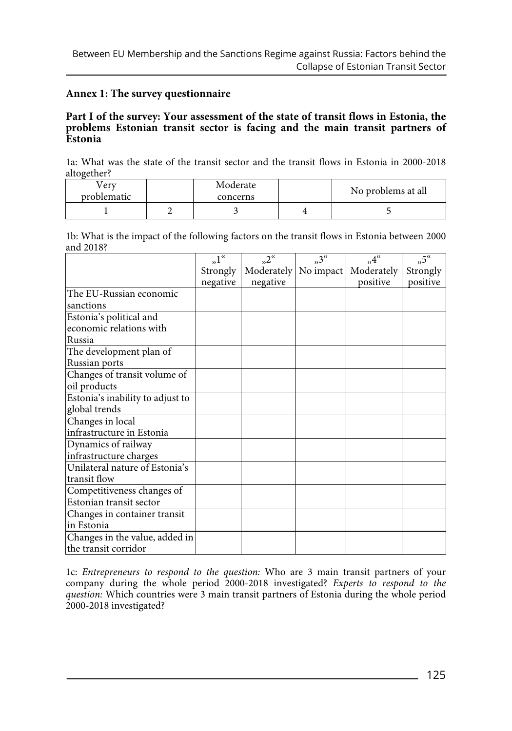## Annex 1: The survey questionnaire

### Part I of the survey: Your assessment of the state of transit flows in Estonia, the problems Estonian transit sector is facing and the main transit partners of Estonia

1a: What was the state of the transit sector and the transit flows in Estonia in 2000-2018 altogether?

| Very problematic | | Moderate concerns | | No problems at all |
|---|---|---|---|---|
| 1 | 2 | 3 | 4 | 5 |

1b: What is the impact of the following factors on the transit flows in Estonia between 2000 and 2018?

| | „1" Strongly negative | „2" Moderately negative | „3" No impact | „4" Moderately positive | „5" Strongly positive |
|---|---|---|---|---|---|
| The EU-Russian economic sanctions | | | | | |
| Estonia's political and economic relations with Russia | | | | | |
| The development plan of Russian ports | | | | | |
| Changes of transit volume of oil products | | | | | |
| Estonia's inability to adjust to global trends | | | | | |
| Changes in local infrastructure in Estonia | | | | | |
| Dynamics of railway infrastructure charges | | | | | |
| Unilateral nature of Estonia's transit flow | | | | | |
| Competitiveness changes of Estonian transit sector | | | | | |
| Changes in container transit in Estonia | | | | | |
| Changes in the value, added in the transit corridor | | | | | |

1c: *Entrepreneurs to respond to the question:* Who are 3 main transit partners of your company during the whole period 2000-2018 investigated? *Experts to respond to the question:* Which countries were 3 main transit partners of Estonia during the whole period 2000-2018 investigated?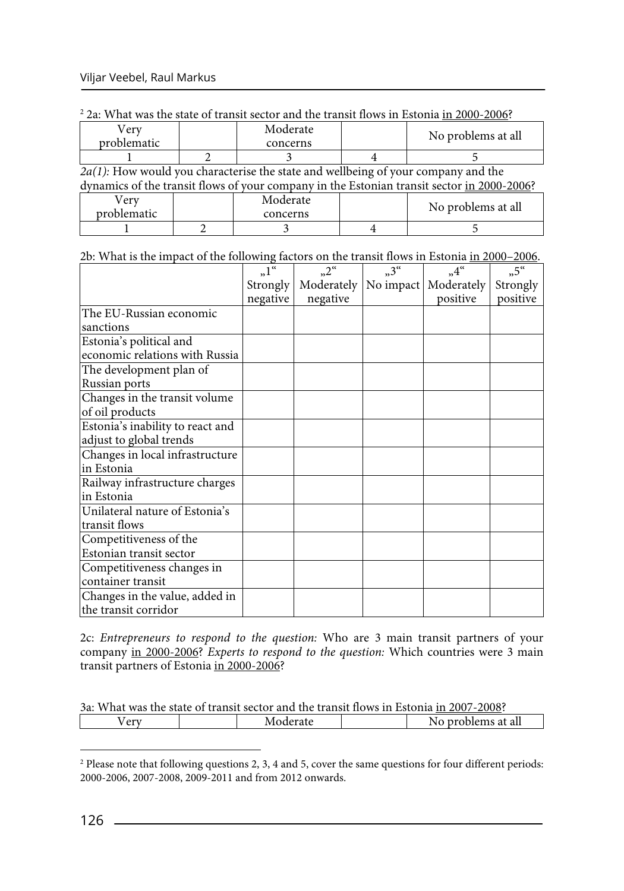[2] 2a: What was the state of transit sector and the transit flows in Estonia <u>in 2000-2006</u>?

| Very problematic | | Moderate concerns | | No problems at all |
|---|---|---|---|---|
| 1 | 2 | 3 | 4 | 5 |

*2a(1):* How would you characterise the state and wellbeing of your company and the dynamics of the transit flows of your company in the Estonian transit sector <u>in 2000-2006</u>?

| Very problematic | | Moderate concerns | | No problems at all |
|---|---|---|---|---|
| 1 | 2 | 3 | 4 | 5 |

2b: What is the impact of the following factors on the transit flows in Estonia <u>in 2000–2006</u>.

| | „1" Strongly negative | „2" Moderately negative | „3" No impact | „4" Moderately positive | „5" Strongly positive |
|---|---|---|---|---|---|
| The EU-Russian economic sanctions | | | | | |
| Estonia's political and economic relations with Russia | | | | | |
| The development plan of Russian ports | | | | | |
| Changes in the transit volume of oil products | | | | | |
| Estonia's inability to react and adjust to global trends | | | | | |
| Changes in local infrastructure in Estonia | | | | | |
| Railway infrastructure charges in Estonia | | | | | |
| Unilateral nature of Estonia's transit flows | | | | | |
| Competitiveness of the Estonian transit sector | | | | | |
| Competitiveness changes in container transit | | | | | |
| Changes in the value, added in the transit corridor | | | | | |

2c: *Entrepreneurs to respond to the question:* Who are 3 main transit partners of your company <u>in 2000-2006</u>? *Experts to respond to the question:* Which countries were 3 main transit partners of Estonia <u>in 2000-2006</u>?

3a: What was the state of transit sector and the transit flows in Estonia <u>in 2007-2008</u>?

| Very | | Moderate | | No problems at all |
|---|---|---|---|---|

[2] Please note that following questions 2, 3, 4 and 5, cover the same questions for four different periods: 2000-2006, 2007-2008, 2009-2011 and from 2012 onwards.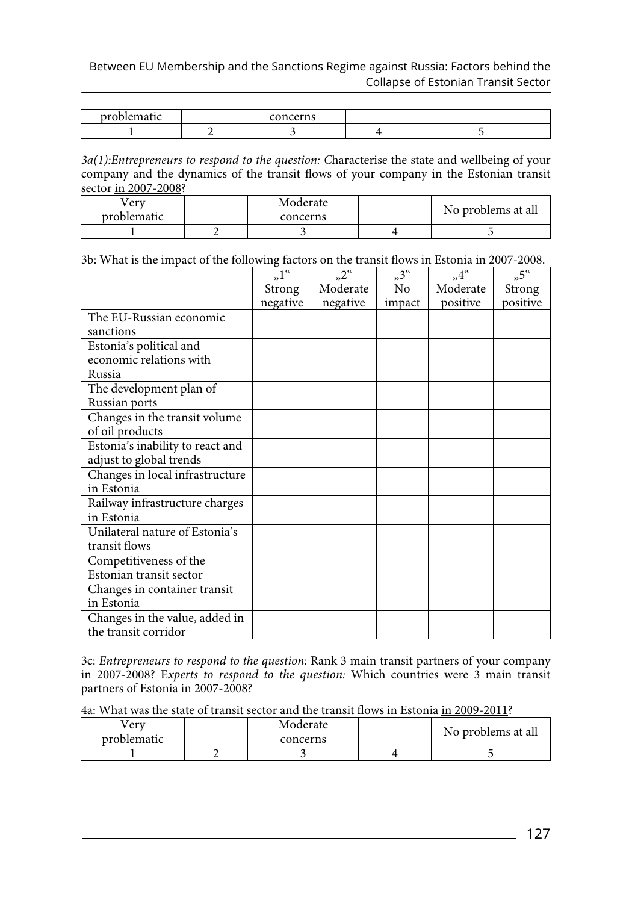| problematic | | concerns | | |
|---|---|---|---|---|
| 1 | 2 | 3 | 4 | 5 |

*3a(1):Entrepreneurs to respond to the question: C*haracterise the state and wellbeing of your company and the dynamics of the transit flows of your company in the Estonian transit sector in 2007-2008?

| Very problematic | | Moderate concerns | | No problems at all |
|---|---|---|---|---|
| 1 | 2 | 3 | 4 | 5 |

3b: What is the impact of the following factors on the transit flows in Estonia in 2007-2008.

| | „1" Strong negative | „2" Moderate negative | „3" No impact | „4" Moderate positive | „5" Strong positive |
|---|---|---|---|---|---|
| The EU-Russian economic sanctions | | | | | |
| Estonia's political and economic relations with Russia | | | | | |
| The development plan of Russian ports | | | | | |
| Changes in the transit volume of oil products | | | | | |
| Estonia's inability to react and adjust to global trends | | | | | |
| Changes in local infrastructure in Estonia | | | | | |
| Railway infrastructure charges in Estonia | | | | | |
| Unilateral nature of Estonia's transit flows | | | | | |
| Competitiveness of the Estonian transit sector | | | | | |
| Changes in container transit in Estonia | | | | | |
| Changes in the value, added in the transit corridor | | | | | |

3c: *Entrepreneurs to respond to the question:* Rank 3 main transit partners of your company in 2007-2008? E*xperts to respond to the question:* Which countries were 3 main transit partners of Estonia in 2007-2008?

4a: What was the state of transit sector and the transit flows in Estonia in 2009-2011?

| Very problematic | | Moderate concerns | | No problems at all |
|---|---|---|---|---|
| 1 | 2 | 3 | 4 | 5 |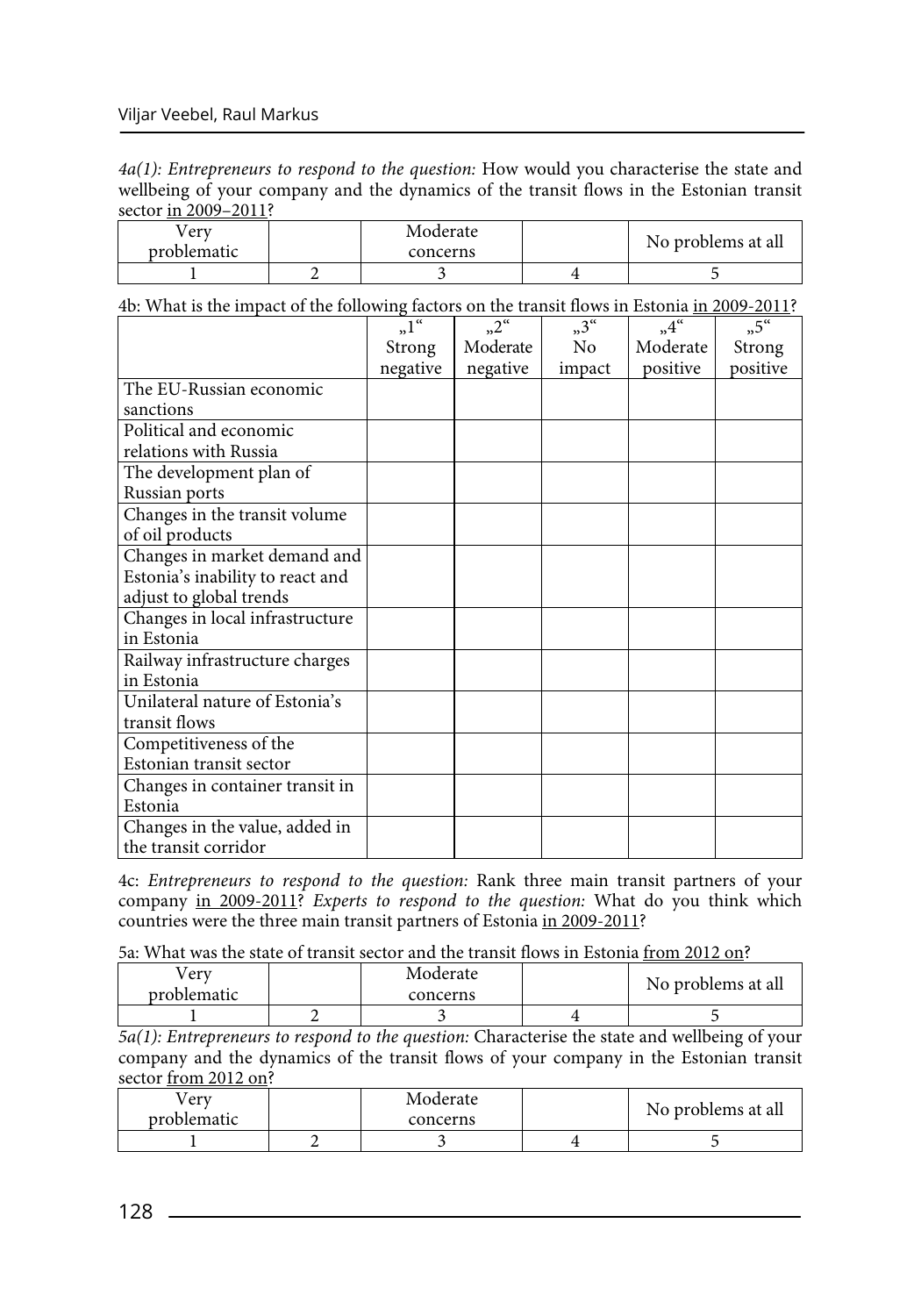*4a(1): Entrepreneurs to respond to the question:* How would you characterise the state and wellbeing of your company and the dynamics of the transit flows in the Estonian transit sector in 2009–2011?

| Very problematic | | Moderate concerns | | No problems at all |
|---|---|---|---|---|
| 1 | 2 | 3 | 4 | 5 |

4b: What is the impact of the following factors on the transit flows in Estonia in 2009-2011?

| | „1" Strong negative | „2" Moderate negative | „3" No impact | „4" Moderate positive | „5" Strong positive |
|---|---|---|---|---|---|
| The EU-Russian economic sanctions | | | | | |
| Political and economic relations with Russia | | | | | |
| The development plan of Russian ports | | | | | |
| Changes in the transit volume of oil products | | | | | |
| Changes in market demand and Estonia's inability to react and adjust to global trends | | | | | |
| Changes in local infrastructure in Estonia | | | | | |
| Railway infrastructure charges in Estonia | | | | | |
| Unilateral nature of Estonia's transit flows | | | | | |
| Competitiveness of the Estonian transit sector | | | | | |
| Changes in container transit in Estonia | | | | | |
| Changes in the value, added in the transit corridor | | | | | |

4c: *Entrepreneurs to respond to the question:* Rank three main transit partners of your company in 2009-2011? *Experts to respond to the question:* What do you think which countries were the three main transit partners of Estonia in 2009-2011?

5a: What was the state of transit sector and the transit flows in Estonia from 2012 on?

| Very problematic | | Moderate concerns | | No problems at all |
|---|---|---|---|---|
| 1 | 2 | 3 | 4 | 5 |

*5a(1): Entrepreneurs to respond to the question:* Characterise the state and wellbeing of your company and the dynamics of the transit flows of your company in the Estonian transit sector from 2012 on?

| Very problematic | | Moderate concerns | | No problems at all |
|---|---|---|---|---|
| 1 | 2 | 3 | 4 | 5 |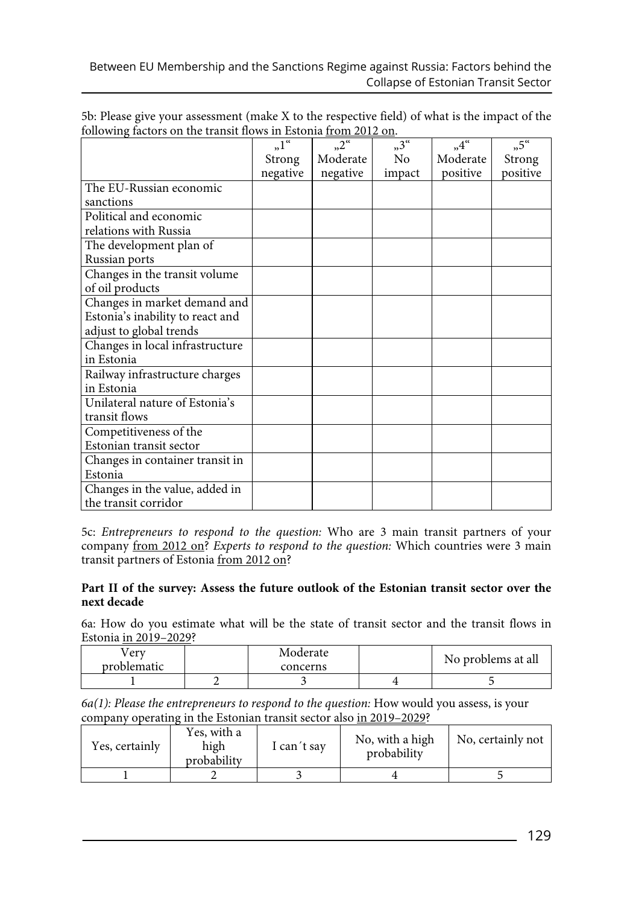5b: Please give your assessment (make X to the respective field) of what is the impact of the following factors on the transit flows in Estonia from 2012 on.

| | „1" Strong negative | „2" Moderate negative | „3" No impact | „4" Moderate positive | „5" Strong positive |
|---|---|---|---|---|---|
| The EU-Russian economic sanctions | | | | | |
| Political and economic relations with Russia | | | | | |
| The development plan of Russian ports | | | | | |
| Changes in the transit volume of oil products | | | | | |
| Changes in market demand and Estonia's inability to react and adjust to global trends | | | | | |
| Changes in local infrastructure in Estonia | | | | | |
| Railway infrastructure charges in Estonia | | | | | |
| Unilateral nature of Estonia's transit flows | | | | | |
| Competitiveness of the Estonian transit sector | | | | | |
| Changes in container transit in Estonia | | | | | |
| Changes in the value, added in the transit corridor | | | | | |

5c: *Entrepreneurs to respond to the question:* Who are 3 main transit partners of your company from 2012 on? *Experts to respond to the question:* Which countries were 3 main transit partners of Estonia from 2012 on?

**Part II of the survey: Assess the future outlook of the Estonian transit sector over the next decade**

6a: How do you estimate what will be the state of transit sector and the transit flows in Estonia in 2019–2029?

| Very problematic | | Moderate concerns | | No problems at all |
|---|---|---|---|---|
| 1 | 2 | 3 | 4 | 5 |

*6a(1): Please the entrepreneurs to respond to the question:* How would you assess, is your company operating in the Estonian transit sector also in 2019–2029?

| Yes, certainly | Yes, with a high probability | I can´t say | No, with a high probability | No, certainly not |
|---|---|---|---|---|
| 1 | 2 | 3 | 4 | 5 |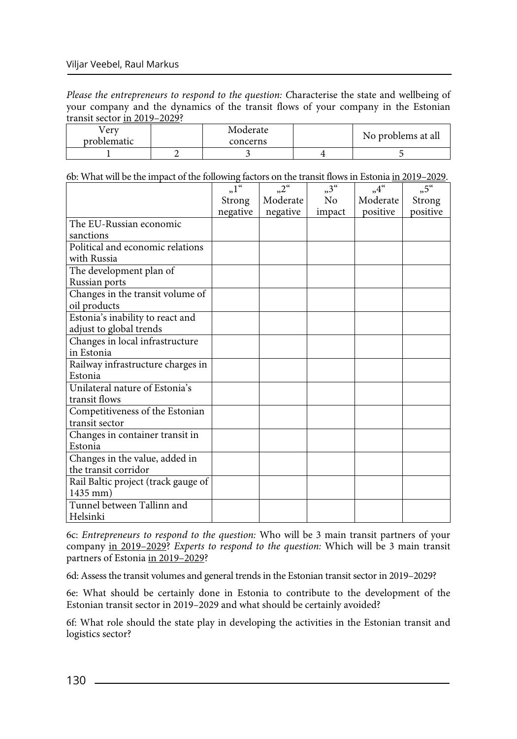*Please the entrepreneurs to respond to the question: C*haracterise the state and wellbeing of your company and the dynamics of the transit flows of your company in the Estonian transit sector in 2019–2029?

| Very problematic | | Moderate concerns | | No problems at all |
|---|---|---|---|---|
| 1 | 2 | 3 | 4 | 5 |

6b: What will be the impact of the following factors on the transit flows in Estonia in 2019–2029.

| | „1" Strong negative | „2" Moderate negative | „3" No impact | „4" Moderate positive | „5" Strong positive |
|---|---|---|---|---|---|
| The EU-Russian economic sanctions | | | | | |
| Political and economic relations with Russia | | | | | |
| The development plan of Russian ports | | | | | |
| Changes in the transit volume of oil products | | | | | |
| Estonia's inability to react and adjust to global trends | | | | | |
| Changes in local infrastructure in Estonia | | | | | |
| Railway infrastructure charges in Estonia | | | | | |
| Unilateral nature of Estonia's transit flows | | | | | |
| Competitiveness of the Estonian transit sector | | | | | |
| Changes in container transit in Estonia | | | | | |
| Changes in the value, added in the transit corridor | | | | | |
| Rail Baltic project (track gauge of 1435 mm) | | | | | |
| Tunnel between Tallinn and Helsinki | | | | | |

6c: *Entrepreneurs to respond to the question:* Who will be 3 main transit partners of your company in 2019–2029? *Experts to respond to the question:* Which will be 3 main transit partners of Estonia in 2019–2029?

6d: Assess the transit volumes and general trends in the Estonian transit sector in 2019–2029?

6e: What should be certainly done in Estonia to contribute to the development of the Estonian transit sector in 2019–2029 and what should be certainly avoided?

6f: What role should the state play in developing the activities in the Estonian transit and logistics sector?